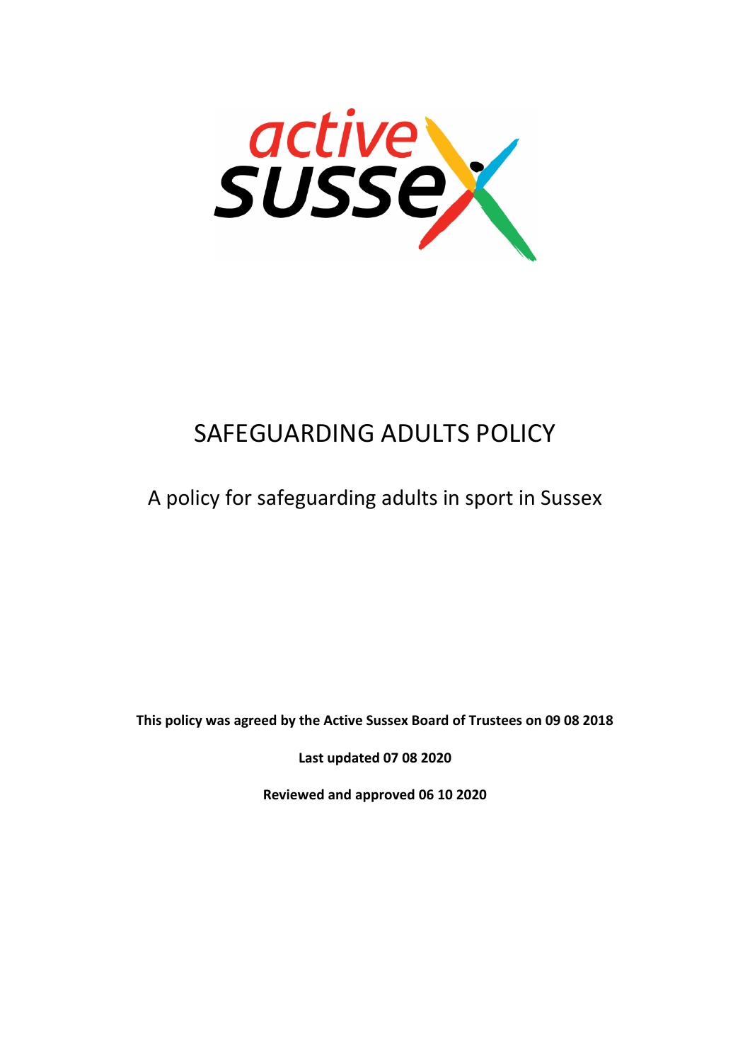# SAFEGUARDING ADULTS POLICY

## A policy for safeguarding adults in sport in Sussex

**This policy was agreed by the Active Sussex Board of Trustees on 09 08 2018**

**Last updated 07 08 2020**

**Reviewed and approved 06 10 2020**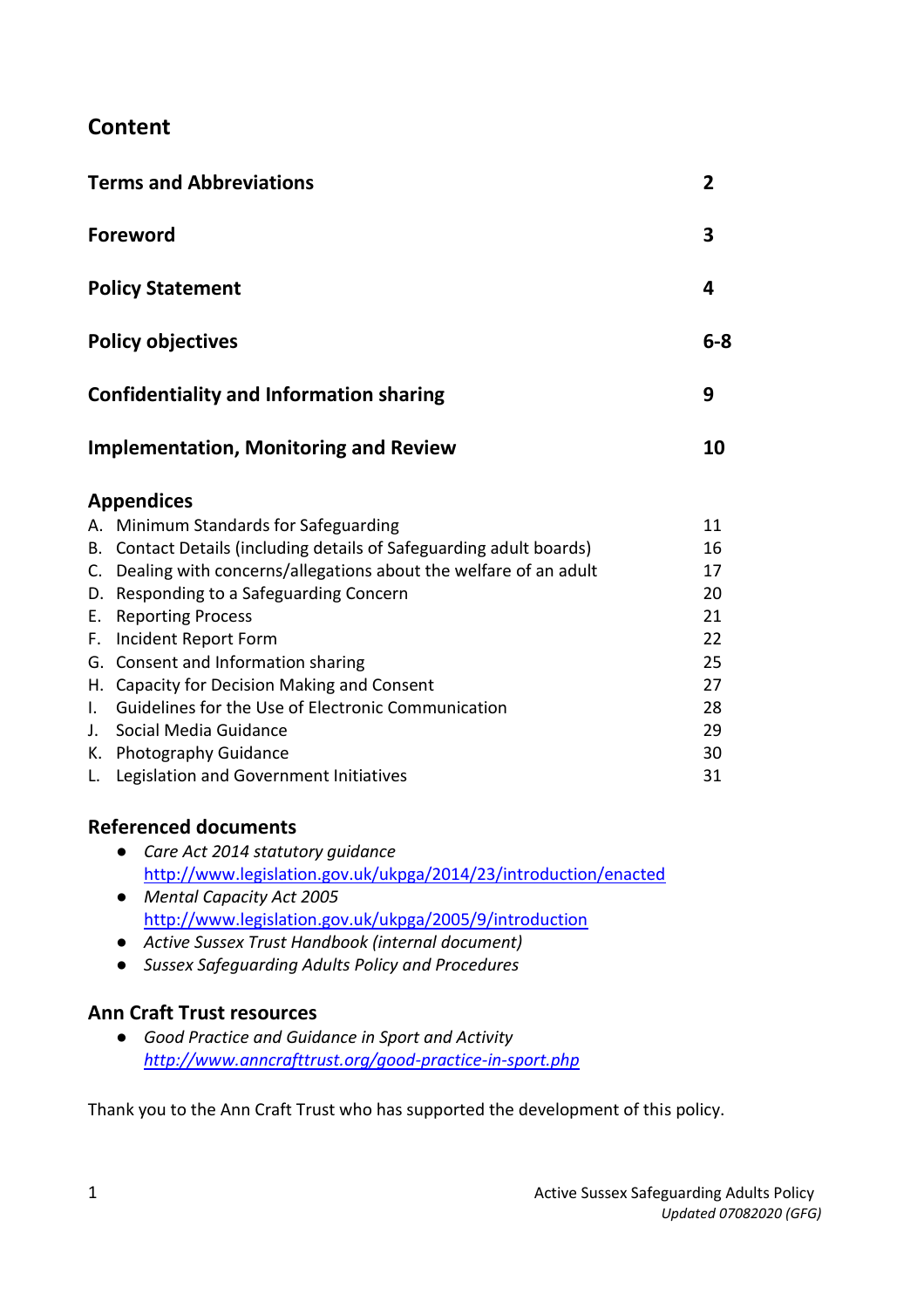## Content

| | |
|---|---|
| **Terms and Abbreviations** | **2** |
| **Foreword** | **3** |
| **Policy Statement** | **4** |
| **Policy objectives** | **6-8** |
| **Confidentiality and Information sharing** | **9** |
| **Implementation, Monitoring and Review** | **10** |

### Appendices

| | |
|---|---|
| A. Minimum Standards for Safeguarding | 11 |
| B. Contact Details (including details of Safeguarding adult boards) | 16 |
| C. Dealing with concerns/allegations about the welfare of an adult | 17 |
| D. Responding to a Safeguarding Concern | 20 |
| E. Reporting Process | 21 |
| F. Incident Report Form | 22 |
| G. Consent and Information sharing | 25 |
| H. Capacity for Decision Making and Consent | 27 |
| I. Guidelines for the Use of Electronic Communication | 28 |
| J. Social Media Guidance | 29 |
| K. Photography Guidance | 30 |
| L. Legislation and Government Initiatives | 31 |

### Referenced documents

- *Care Act 2014 statutory guidance* http://www.legislation.gov.uk/ukpga/2014/23/introduction/enacted
- *Mental Capacity Act 2005* http://www.legislation.gov.uk/ukpga/2005/9/introduction
- *Active Sussex Trust Handbook (internal document)*
- *Sussex Safeguarding Adults Policy and Procedures*

### Ann Craft Trust resources

- *Good Practice and Guidance in Sport and Activity* *http://www.anncrafttrust.org/good-practice-in-sport.php*

Thank you to the Ann Craft Trust who has supported the development of this policy.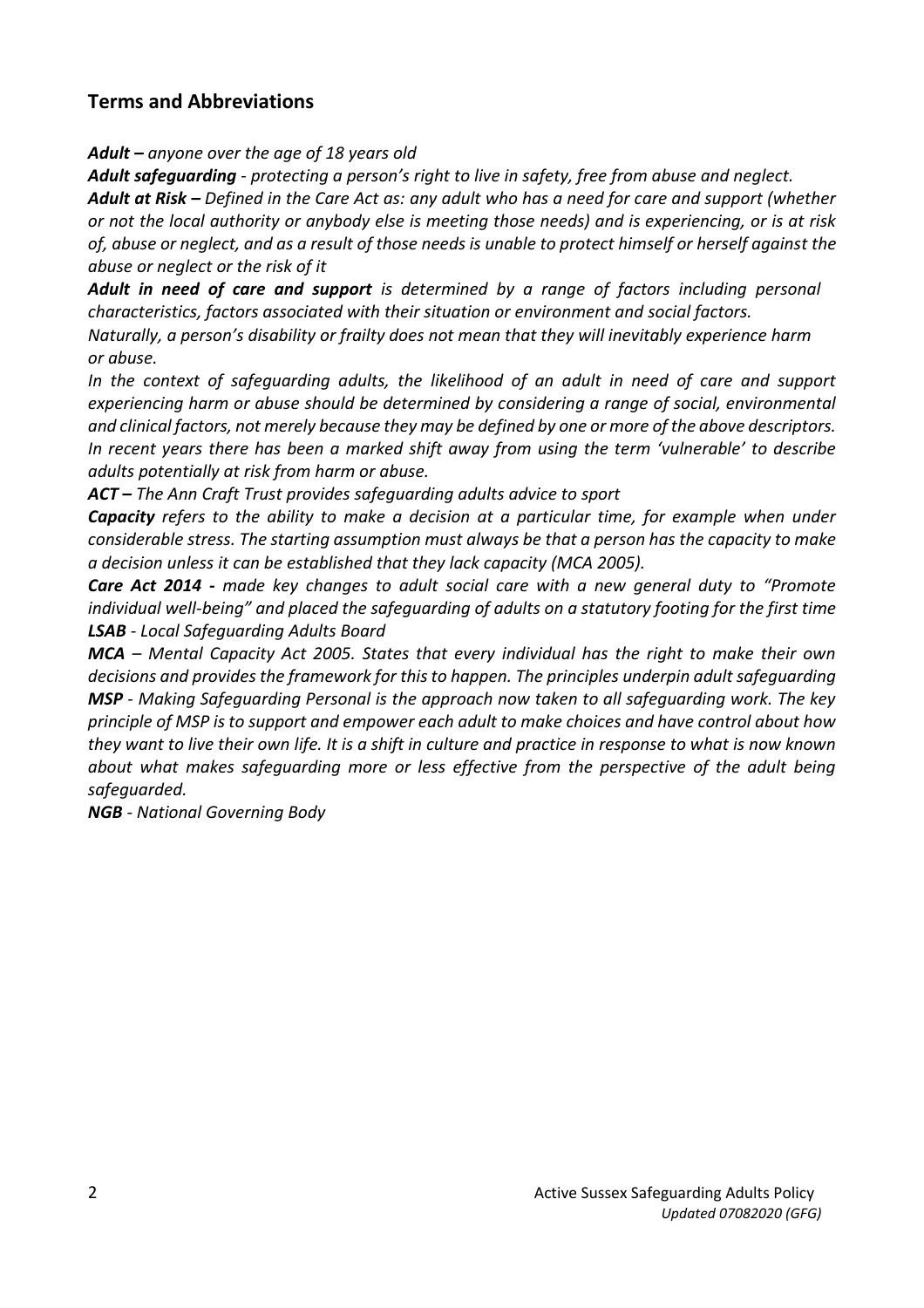## Terms and Abbreviations

***Adult –*** *anyone over the age of 18 years old*

***Adult safeguarding*** *- protecting a person's right to live in safety, free from abuse and neglect.*

***Adult at Risk –*** *Defined in the Care Act as: any adult who has a need for care and support (whether or not the local authority or anybody else is meeting those needs) and is experiencing, or is at risk of, abuse or neglect, and as a result of those needs is unable to protect himself or herself against the abuse or neglect or the risk of it*

***Adult in need of care and support*** *is determined by a range of factors including personal characteristics, factors associated with their situation or environment and social factors.*

*Naturally, a person's disability or frailty does not mean that they will inevitably experience harm or abuse.*

*In the context of safeguarding adults, the likelihood of an adult in need of care and support experiencing harm or abuse should be determined by considering a range of social, environmental and clinical factors, not merely because they may be defined by one or more of the above descriptors. In recent years there has been a marked shift away from using the term 'vulnerable' to describe adults potentially at risk from harm or abuse.*

***ACT –*** *The Ann Craft Trust provides safeguarding adults advice to sport*

***Capacity*** *refers to the ability to make a decision at a particular time, for example when under considerable stress. The starting assumption must always be that a person has the capacity to make a decision unless it can be established that they lack capacity (MCA 2005).*

***Care Act 2014 -*** *made key changes to adult social care with a new general duty to "Promote individual well-being" and placed the safeguarding of adults on a statutory footing for the first time*

***LSAB*** *- Local Safeguarding Adults Board*

***MCA*** *– Mental Capacity Act 2005. States that every individual has the right to make their own decisions and provides the framework for this to happen. The principles underpin adult safeguarding*

***MSP*** *- Making Safeguarding Personal is the approach now taken to all safeguarding work. The key principle of MSP is to support and empower each adult to make choices and have control about how they want to live their own life. It is a shift in culture and practice in response to what is now known about what makes safeguarding more or less effective from the perspective of the adult being safeguarded.*

***NGB*** *- National Governing Body*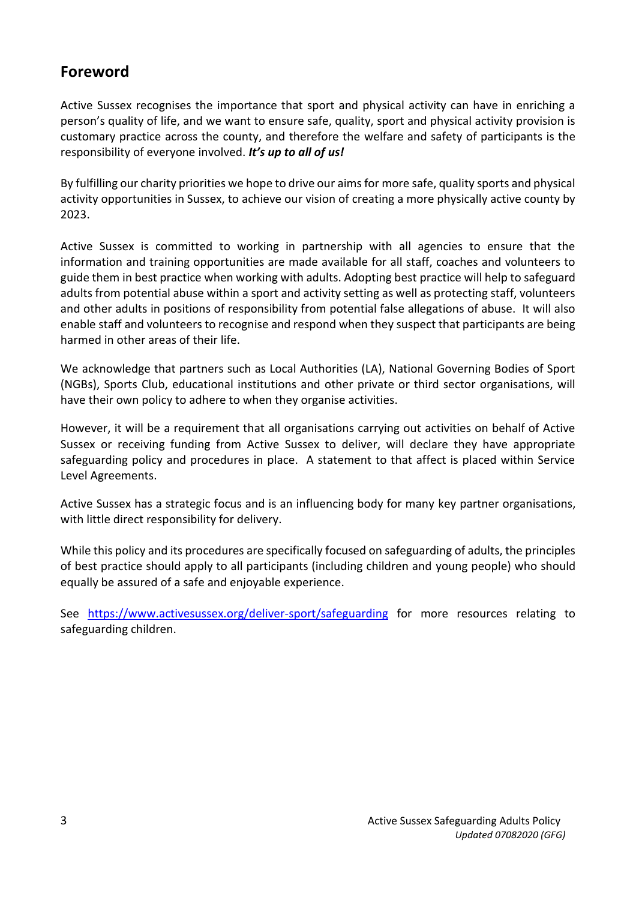## Foreword

Active Sussex recognises the importance that sport and physical activity can have in enriching a person's quality of life, and we want to ensure safe, quality, sport and physical activity provision is customary practice across the county, and therefore the welfare and safety of participants is the responsibility of everyone involved. ***It's up to all of us!***

By fulfilling our charity priorities we hope to drive our aims for more safe, quality sports and physical activity opportunities in Sussex, to achieve our vision of creating a more physically active county by 2023.

Active Sussex is committed to working in partnership with all agencies to ensure that the information and training opportunities are made available for all staff, coaches and volunteers to guide them in best practice when working with adults. Adopting best practice will help to safeguard adults from potential abuse within a sport and activity setting as well as protecting staff, volunteers and other adults in positions of responsibility from potential false allegations of abuse. It will also enable staff and volunteers to recognise and respond when they suspect that participants are being harmed in other areas of their life.

We acknowledge that partners such as Local Authorities (LA), National Governing Bodies of Sport (NGBs), Sports Club, educational institutions and other private or third sector organisations, will have their own policy to adhere to when they organise activities.

However, it will be a requirement that all organisations carrying out activities on behalf of Active Sussex or receiving funding from Active Sussex to deliver, will declare they have appropriate safeguarding policy and procedures in place. A statement to that affect is placed within Service Level Agreements.

Active Sussex has a strategic focus and is an influencing body for many key partner organisations, with little direct responsibility for delivery.

While this policy and its procedures are specifically focused on safeguarding of adults, the principles of best practice should apply to all participants (including children and young people) who should equally be assured of a safe and enjoyable experience.

See [https://www.activesussex.org/deliver-sport/safeguarding](https://www.activesussex.org/deliver-sport/safeguarding) for more resources relating to safeguarding children.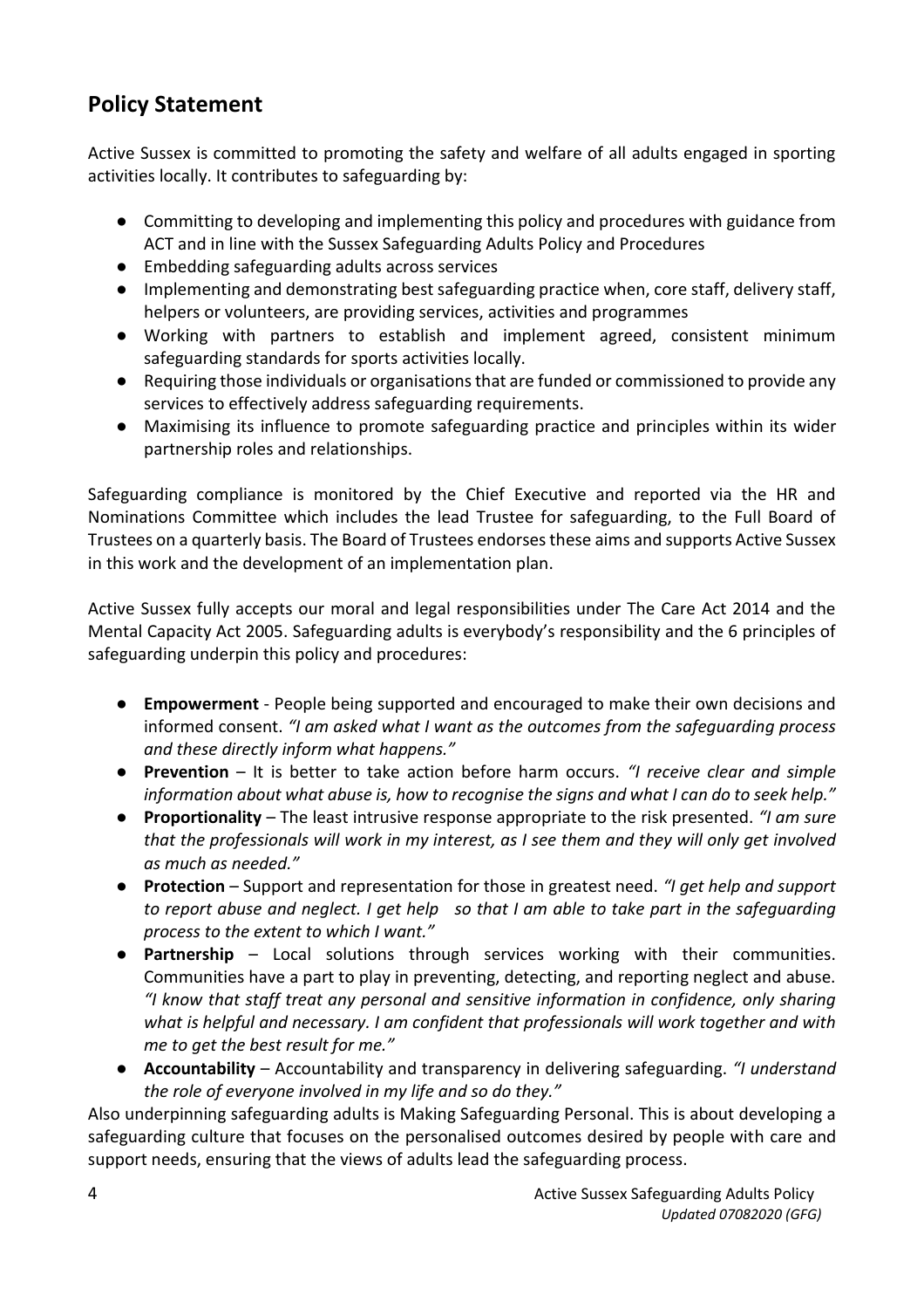## Policy Statement

Active Sussex is committed to promoting the safety and welfare of all adults engaged in sporting activities locally. It contributes to safeguarding by:

- Committing to developing and implementing this policy and procedures with guidance from ACT and in line with the Sussex Safeguarding Adults Policy and Procedures
- Embedding safeguarding adults across services
- Implementing and demonstrating best safeguarding practice when, core staff, delivery staff, helpers or volunteers, are providing services, activities and programmes
- Working with partners to establish and implement agreed, consistent minimum safeguarding standards for sports activities locally.
- Requiring those individuals or organisations that are funded or commissioned to provide any services to effectively address safeguarding requirements.
- Maximising its influence to promote safeguarding practice and principles within its wider partnership roles and relationships.

Safeguarding compliance is monitored by the Chief Executive and reported via the HR and Nominations Committee which includes the lead Trustee for safeguarding, to the Full Board of Trustees on a quarterly basis. The Board of Trustees endorses these aims and supports Active Sussex in this work and the development of an implementation plan.

Active Sussex fully accepts our moral and legal responsibilities under The Care Act 2014 and the Mental Capacity Act 2005. Safeguarding adults is everybody's responsibility and the 6 principles of safeguarding underpin this policy and procedures:

- **Empowerment** - People being supported and encouraged to make their own decisions and informed consent. *"I am asked what I want as the outcomes from the safeguarding process and these directly inform what happens."*
- **Prevention** – It is better to take action before harm occurs. *"I receive clear and simple information about what abuse is, how to recognise the signs and what I can do to seek help."*
- **Proportionality** – The least intrusive response appropriate to the risk presented. *"I am sure that the professionals will work in my interest, as I see them and they will only get involved as much as needed."*
- **Protection** – Support and representation for those in greatest need. *"I get help and support to report abuse and neglect. I get help so that I am able to take part in the safeguarding process to the extent to which I want."*
- **Partnership** – Local solutions through services working with their communities. Communities have a part to play in preventing, detecting, and reporting neglect and abuse. *"I know that staff treat any personal and sensitive information in confidence, only sharing what is helpful and necessary. I am confident that professionals will work together and with me to get the best result for me."*
- **Accountability** – Accountability and transparency in delivering safeguarding. *"I understand the role of everyone involved in my life and so do they."*

Also underpinning safeguarding adults is Making Safeguarding Personal. This is about developing a safeguarding culture that focuses on the personalised outcomes desired by people with care and support needs, ensuring that the views of adults lead the safeguarding process.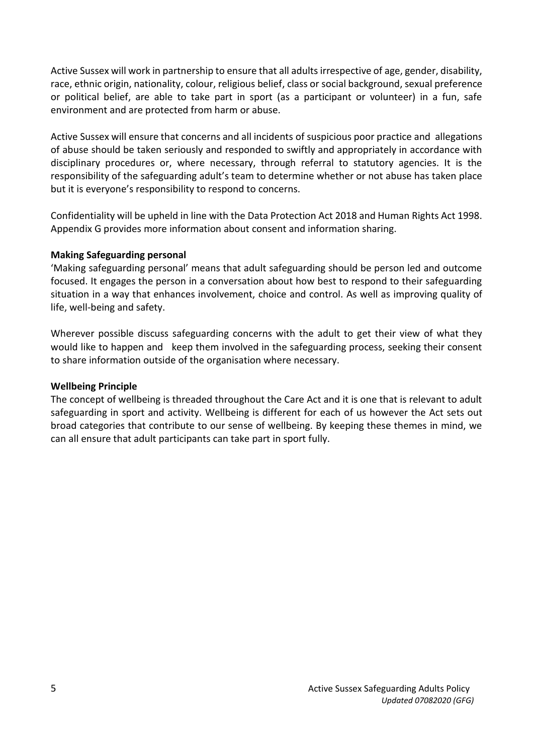Active Sussex will work in partnership to ensure that all adults irrespective of age, gender, disability, race, ethnic origin, nationality, colour, religious belief, class or social background, sexual preference or political belief, are able to take part in sport (as a participant or volunteer) in a fun, safe environment and are protected from harm or abuse.

Active Sussex will ensure that concerns and all incidents of suspicious poor practice and allegations of abuse should be taken seriously and responded to swiftly and appropriately in accordance with disciplinary procedures or, where necessary, through referral to statutory agencies. It is the responsibility of the safeguarding adult's team to determine whether or not abuse has taken place but it is everyone's responsibility to respond to concerns.

Confidentiality will be upheld in line with the Data Protection Act 2018 and Human Rights Act 1998. Appendix G provides more information about consent and information sharing.

**Making Safeguarding personal**

'Making safeguarding personal' means that adult safeguarding should be person led and outcome focused. It engages the person in a conversation about how best to respond to their safeguarding situation in a way that enhances involvement, choice and control. As well as improving quality of life, well-being and safety.

Wherever possible discuss safeguarding concerns with the adult to get their view of what they would like to happen and keep them involved in the safeguarding process, seeking their consent to share information outside of the organisation where necessary.

**Wellbeing Principle**

The concept of wellbeing is threaded throughout the Care Act and it is one that is relevant to adult safeguarding in sport and activity. Wellbeing is different for each of us however the Act sets out broad categories that contribute to our sense of wellbeing. By keeping these themes in mind, we can all ensure that adult participants can take part in sport fully.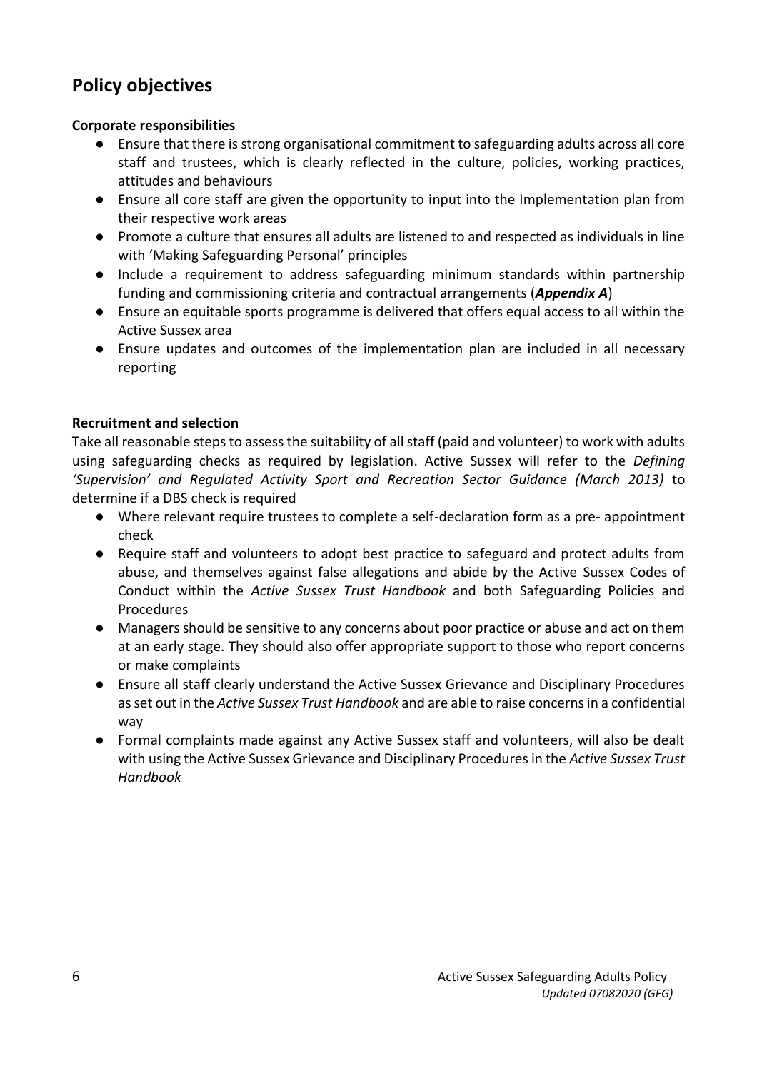## Policy objectives

**Corporate responsibilities**

- Ensure that there is strong organisational commitment to safeguarding adults across all core staff and trustees, which is clearly reflected in the culture, policies, working practices, attitudes and behaviours
- Ensure all core staff are given the opportunity to input into the Implementation plan from their respective work areas
- Promote a culture that ensures all adults are listened to and respected as individuals in line with 'Making Safeguarding Personal' principles
- Include a requirement to address safeguarding minimum standards within partnership funding and commissioning criteria and contractual arrangements (***Appendix A***)
- Ensure an equitable sports programme is delivered that offers equal access to all within the Active Sussex area
- Ensure updates and outcomes of the implementation plan are included in all necessary reporting

**Recruitment and selection**

Take all reasonable steps to assess the suitability of all staff (paid and volunteer) to work with adults using safeguarding checks as required by legislation. Active Sussex will refer to the *Defining 'Supervision' and Regulated Activity Sport and Recreation Sector Guidance (March 2013)* to determine if a DBS check is required

- Where relevant require trustees to complete a self-declaration form as a pre- appointment check
- Require staff and volunteers to adopt best practice to safeguard and protect adults from abuse, and themselves against false allegations and abide by the Active Sussex Codes of Conduct within the *Active Sussex Trust Handbook* and both Safeguarding Policies and Procedures
- Managers should be sensitive to any concerns about poor practice or abuse and act on them at an early stage. They should also offer appropriate support to those who report concerns or make complaints
- Ensure all staff clearly understand the Active Sussex Grievance and Disciplinary Procedures as set out in the *Active Sussex Trust Handbook* and are able to raise concerns in a confidential way
- Formal complaints made against any Active Sussex staff and volunteers, will also be dealt with using the Active Sussex Grievance and Disciplinary Procedures in the *Active Sussex Trust Handbook*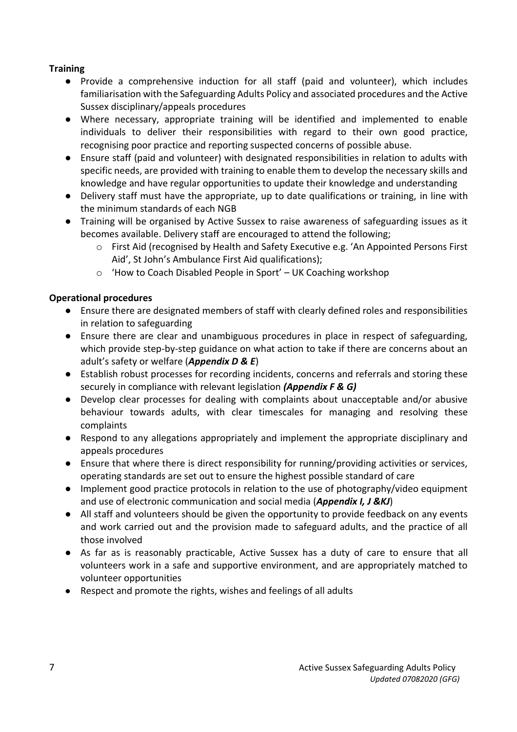**Training**

- Provide a comprehensive induction for all staff (paid and volunteer), which includes familiarisation with the Safeguarding Adults Policy and associated procedures and the Active Sussex disciplinary/appeals procedures
- Where necessary, appropriate training will be identified and implemented to enable individuals to deliver their responsibilities with regard to their own good practice, recognising poor practice and reporting suspected concerns of possible abuse.
- Ensure staff (paid and volunteer) with designated responsibilities in relation to adults with specific needs, are provided with training to enable them to develop the necessary skills and knowledge and have regular opportunities to update their knowledge and understanding
- Delivery staff must have the appropriate, up to date qualifications or training, in line with the minimum standards of each NGB
- Training will be organised by Active Sussex to raise awareness of safeguarding issues as it becomes available. Delivery staff are encouraged to attend the following;
    - First Aid (recognised by Health and Safety Executive e.g. 'An Appointed Persons First Aid', St John's Ambulance First Aid qualifications);
    - 'How to Coach Disabled People in Sport' – UK Coaching workshop

**Operational procedures**

- Ensure there are designated members of staff with clearly defined roles and responsibilities in relation to safeguarding
- Ensure there are clear and unambiguous procedures in place in respect of safeguarding, which provide step-by-step guidance on what action to take if there are concerns about an adult's safety or welfare (***Appendix D & E***)
- Establish robust processes for recording incidents, concerns and referrals and storing these securely in compliance with relevant legislation ***(Appendix F & G)***
- Develop clear processes for dealing with complaints about unacceptable and/or abusive behaviour towards adults, with clear timescales for managing and resolving these complaints
- Respond to any allegations appropriately and implement the appropriate disciplinary and appeals procedures
- Ensure that where there is direct responsibility for running/providing activities or services, operating standards are set out to ensure the highest possible standard of care
- Implement good practice protocols in relation to the use of photography/video equipment and use of electronic communication and social media (***Appendix I, J &KJ***)
- All staff and volunteers should be given the opportunity to provide feedback on any events and work carried out and the provision made to safeguard adults, and the practice of all those involved
- As far as is reasonably practicable, Active Sussex has a duty of care to ensure that all volunteers work in a safe and supportive environment, and are appropriately matched to volunteer opportunities
- Respect and promote the rights, wishes and feelings of all adults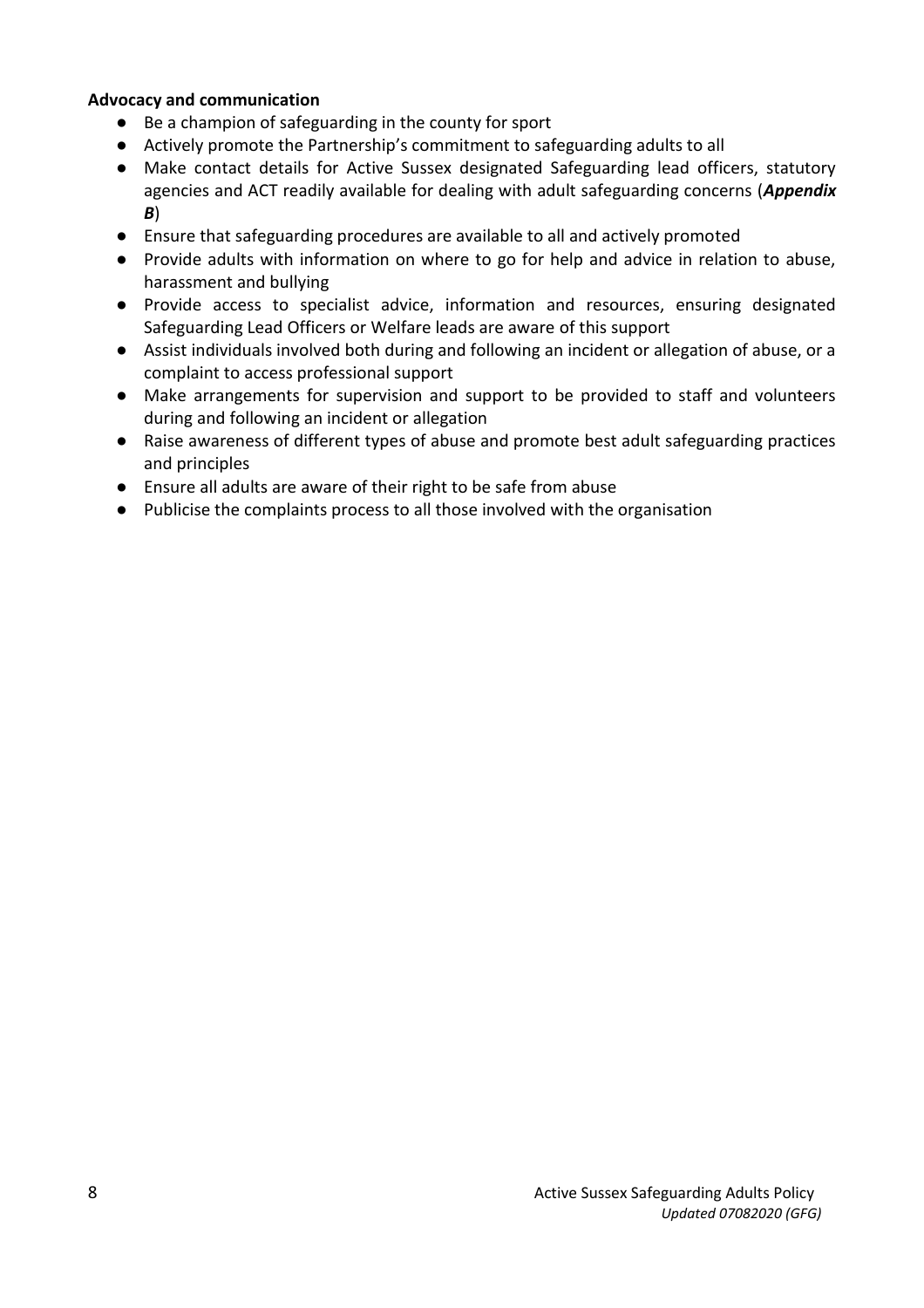**Advocacy and communication**

- Be a champion of safeguarding in the county for sport
- Actively promote the Partnership's commitment to safeguarding adults to all
- Make contact details for Active Sussex designated Safeguarding lead officers, statutory agencies and ACT readily available for dealing with adult safeguarding concerns (***Appendix B***)
- Ensure that safeguarding procedures are available to all and actively promoted
- Provide adults with information on where to go for help and advice in relation to abuse, harassment and bullying
- Provide access to specialist advice, information and resources, ensuring designated Safeguarding Lead Officers or Welfare leads are aware of this support
- Assist individuals involved both during and following an incident or allegation of abuse, or a complaint to access professional support
- Make arrangements for supervision and support to be provided to staff and volunteers during and following an incident or allegation
- Raise awareness of different types of abuse and promote best adult safeguarding practices and principles
- Ensure all adults are aware of their right to be safe from abuse
- Publicise the complaints process to all those involved with the organisation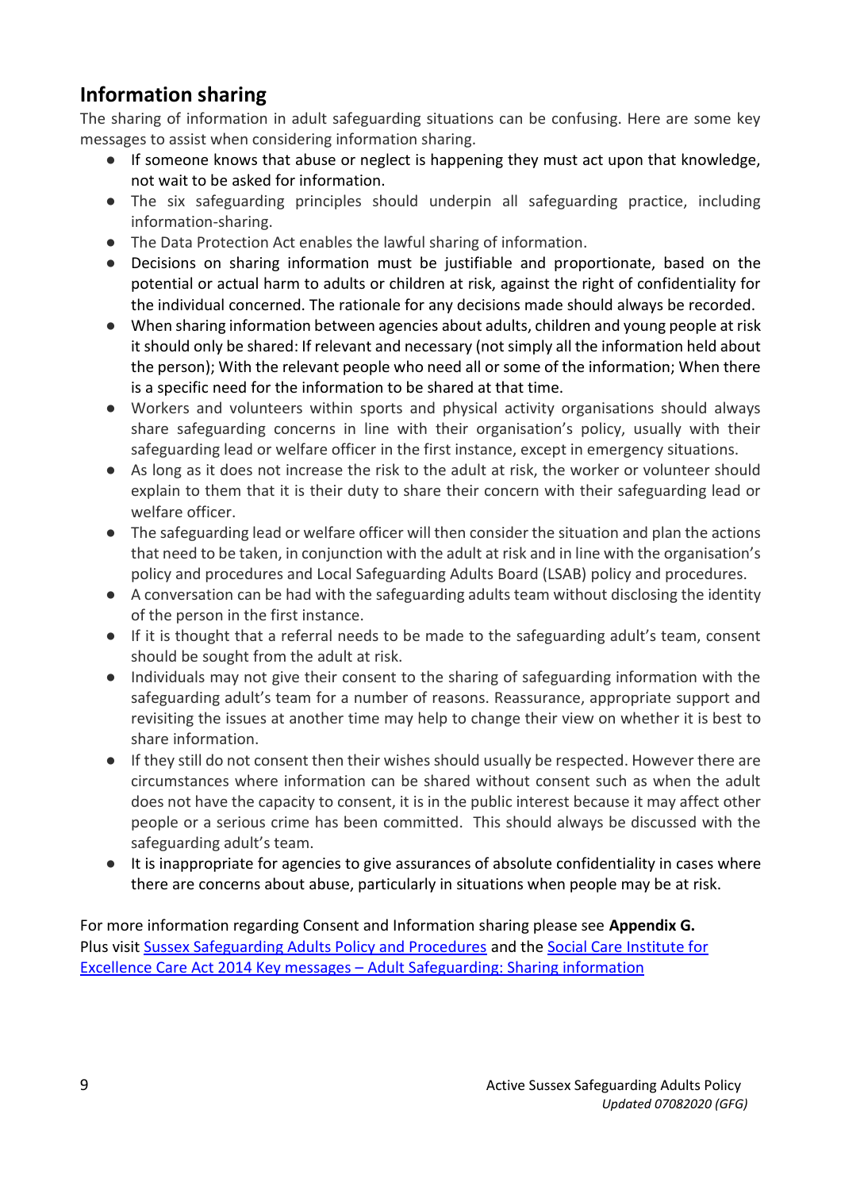## Information sharing

The sharing of information in adult safeguarding situations can be confusing. Here are some key messages to assist when considering information sharing.

- If someone knows that abuse or neglect is happening they must act upon that knowledge, not wait to be asked for information.
- The six safeguarding principles should underpin all safeguarding practice, including information-sharing.
- The Data Protection Act enables the lawful sharing of information.
- Decisions on sharing information must be justifiable and proportionate, based on the potential or actual harm to adults or children at risk, against the right of confidentiality for the individual concerned. The rationale for any decisions made should always be recorded.
- When sharing information between agencies about adults, children and young people at risk it should only be shared: If relevant and necessary (not simply all the information held about the person); With the relevant people who need all or some of the information; When there is a specific need for the information to be shared at that time.
- Workers and volunteers within sports and physical activity organisations should always share safeguarding concerns in line with their organisation's policy, usually with their safeguarding lead or welfare officer in the first instance, except in emergency situations.
- As long as it does not increase the risk to the adult at risk, the worker or volunteer should explain to them that it is their duty to share their concern with their safeguarding lead or welfare officer.
- The safeguarding lead or welfare officer will then consider the situation and plan the actions that need to be taken, in conjunction with the adult at risk and in line with the organisation's policy and procedures and Local Safeguarding Adults Board (LSAB) policy and procedures.
- A conversation can be had with the safeguarding adults team without disclosing the identity of the person in the first instance.
- If it is thought that a referral needs to be made to the safeguarding adult's team, consent should be sought from the adult at risk.
- Individuals may not give their consent to the sharing of safeguarding information with the safeguarding adult's team for a number of reasons. Reassurance, appropriate support and revisiting the issues at another time may help to change their view on whether it is best to share information.
- If they still do not consent then their wishes should usually be respected. However there are circumstances where information can be shared without consent such as when the adult does not have the capacity to consent, it is in the public interest because it may affect other people or a serious crime has been committed. This should always be discussed with the safeguarding adult's team.
- It is inappropriate for agencies to give assurances of absolute confidentiality in cases where there are concerns about abuse, particularly in situations when people may be at risk.

For more information regarding Consent and Information sharing please see **Appendix G.**
Plus visit Sussex Safeguarding Adults Policy and Procedures and the Social Care Institute for Excellence Care Act 2014 Key messages – Adult Safeguarding: Sharing information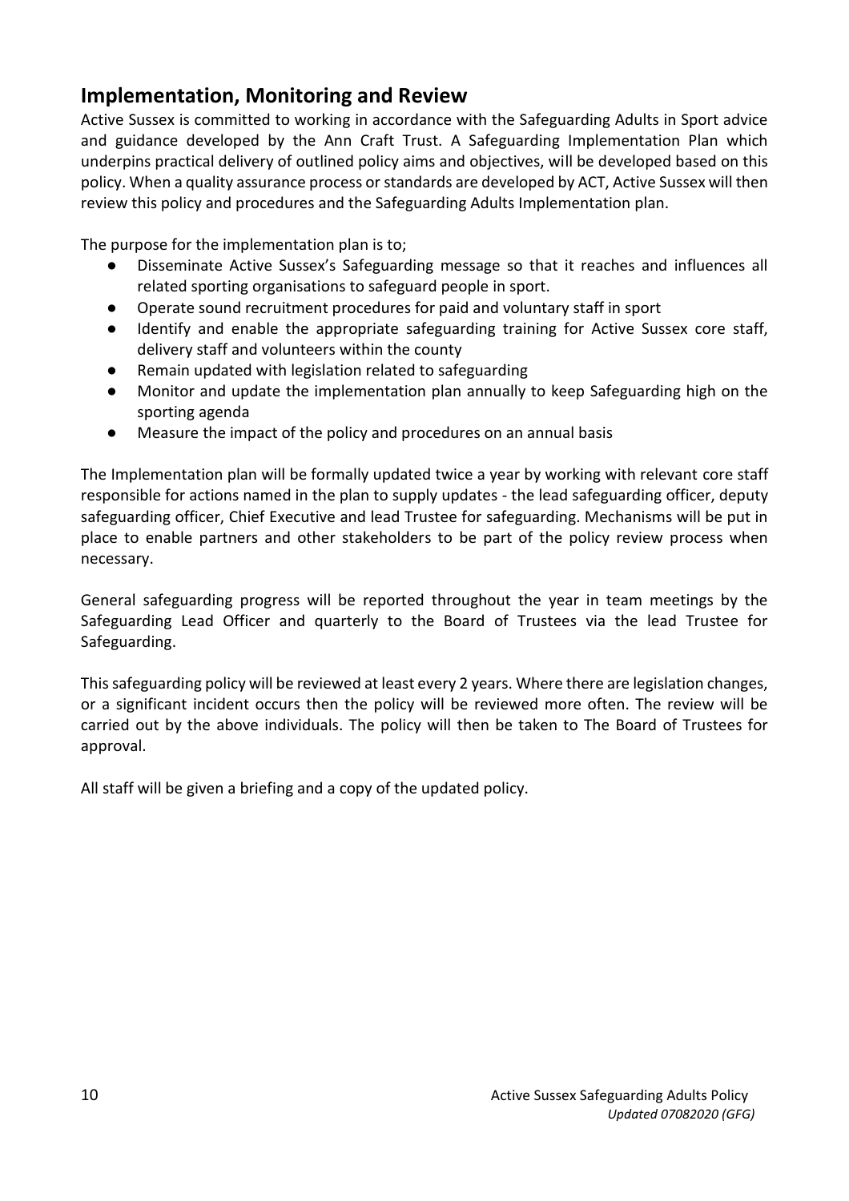## Implementation, Monitoring and Review

Active Sussex is committed to working in accordance with the Safeguarding Adults in Sport advice and guidance developed by the Ann Craft Trust. A Safeguarding Implementation Plan which underpins practical delivery of outlined policy aims and objectives, will be developed based on this policy. When a quality assurance process or standards are developed by ACT, Active Sussex will then review this policy and procedures and the Safeguarding Adults Implementation plan.

The purpose for the implementation plan is to;

- Disseminate Active Sussex's Safeguarding message so that it reaches and influences all related sporting organisations to safeguard people in sport.
- Operate sound recruitment procedures for paid and voluntary staff in sport
- Identify and enable the appropriate safeguarding training for Active Sussex core staff, delivery staff and volunteers within the county
- Remain updated with legislation related to safeguarding
- Monitor and update the implementation plan annually to keep Safeguarding high on the sporting agenda
- Measure the impact of the policy and procedures on an annual basis

The Implementation plan will be formally updated twice a year by working with relevant core staff responsible for actions named in the plan to supply updates - the lead safeguarding officer, deputy safeguarding officer, Chief Executive and lead Trustee for safeguarding. Mechanisms will be put in place to enable partners and other stakeholders to be part of the policy review process when necessary.

General safeguarding progress will be reported throughout the year in team meetings by the Safeguarding Lead Officer and quarterly to the Board of Trustees via the lead Trustee for Safeguarding.

This safeguarding policy will be reviewed at least every 2 years. Where there are legislation changes, or a significant incident occurs then the policy will be reviewed more often. The review will be carried out by the above individuals. The policy will then be taken to The Board of Trustees for approval.

All staff will be given a briefing and a copy of the updated policy.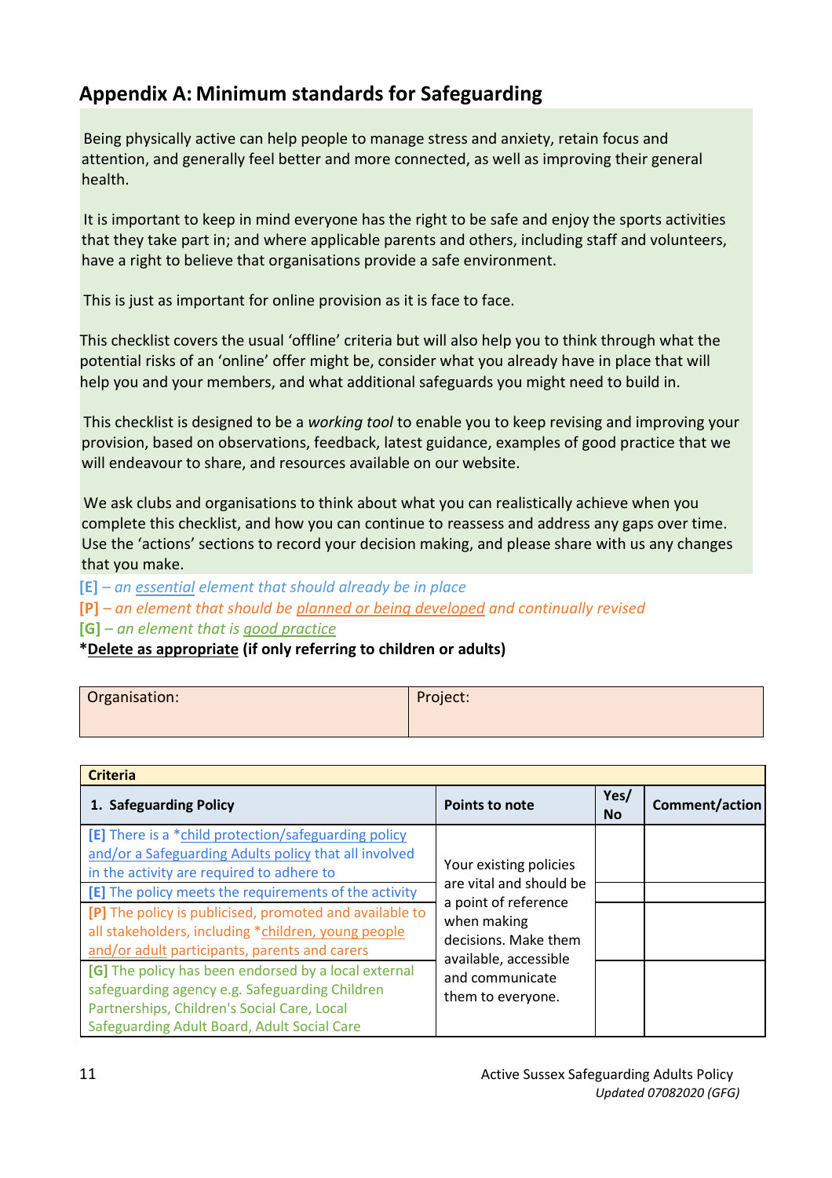## Appendix A: Minimum standards for Safeguarding

Being physically active can help people to manage stress and anxiety, retain focus and attention, and generally feel better and more connected, as well as improving their general health.

It is important to keep in mind everyone has the right to be safe and enjoy the sports activities that they take part in; and where applicable parents and others, including staff and volunteers, have a right to believe that organisations provide a safe environment.

This is just as important for online provision as it is face to face.

This checklist covers the usual 'offline' criteria but will also help you to think through what the potential risks of an 'online' offer might be, consider what you already have in place that will help you and your members, and what additional safeguards you might need to build in.

This checklist is designed to be a *working tool* to enable you to keep revising and improving your provision, based on observations, feedback, latest guidance, examples of good practice that we will endeavour to share, and resources available on our website.

We ask clubs and organisations to think about what you can realistically achieve when you complete this checklist, and how you can continue to reassess and address any gaps over time. Use the 'actions' sections to record your decision making, and please share with us any changes that you make.

**[E]** – *an essential element that should already be in place*
**[P]** – *an element that should be planned or being developed and continually revised*
**[G]** – *an element that is good practice*
***Delete as appropriate** **(if only referring to children or adults)**

| Organisation: | Project: |
|---|---|
| | |

| **Criteria** | | | |
|---|---|---|---|
| **1. Safeguarding Policy** | **Points to note** | **Yes/ No** | **Comment/action** |
| **[E]** There is a *child protection/safeguarding policy and/or a Safeguarding Adults policy that all involved in the activity are required to adhere to | Your existing policies are vital and should be a point of reference when making decisions. Make them available, accessible and communicate them to everyone. | | |
| **[E]** The policy meets the requirements of the activity | | | |
| **[P]** The policy is publicised, promoted and available to all stakeholders, including *children, young people and/or adult participants, parents and carers | | | |
| **[G]** The policy has been endorsed by a local external safeguarding agency e.g. Safeguarding Children Partnerships, Children's Social Care, Local Safeguarding Adult Board, Adult Social Care | | | |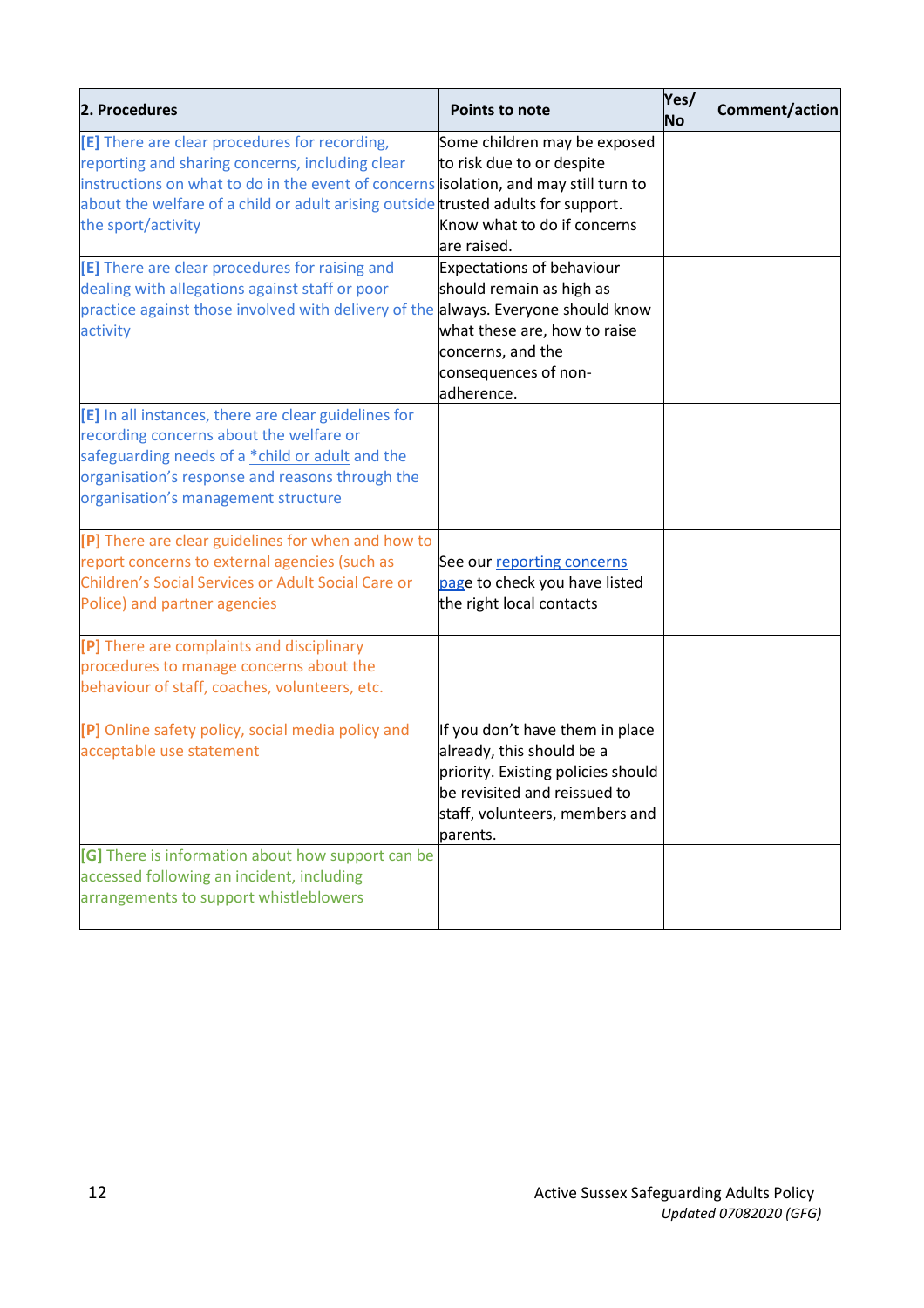| 2. Procedures | Points to note | Yes/ No | Comment/action |
|---|---|---|---|
| [E] There are clear procedures for recording, reporting and sharing concerns, including clear instructions on what to do in the event of concerns about the welfare of a child or adult arising outside the sport/activity | Some children may be exposed to risk due to or despite isolation, and may still turn to trusted adults for support. Know what to do if concerns are raised. | | |
| [E] There are clear procedures for raising and dealing with allegations against staff or poor practice against those involved with delivery of the activity | Expectations of behaviour should remain as high as always. Everyone should know what these are, how to raise concerns, and the consequences of non-adherence. | | |
| [E] In all instances, there are clear guidelines for recording concerns about the welfare or safeguarding needs of a *child or adult and the organisation's response and reasons through the organisation's management structure | | | |
| [P] There are clear guidelines for when and how to report concerns to external agencies (such as Children's Social Services or Adult Social Care or Police) and partner agencies | See our reporting concerns page to check you have listed the right local contacts | | |
| [P] There are complaints and disciplinary procedures to manage concerns about the behaviour of staff, coaches, volunteers, etc. | | | |
| [P] Online safety policy, social media policy and acceptable use statement | If you don't have them in place already, this should be a priority. Existing policies should be revisited and reissued to staff, volunteers, members and parents. | | |
| [G] There is information about how support can be accessed following an incident, including arrangements to support whistleblowers | | | |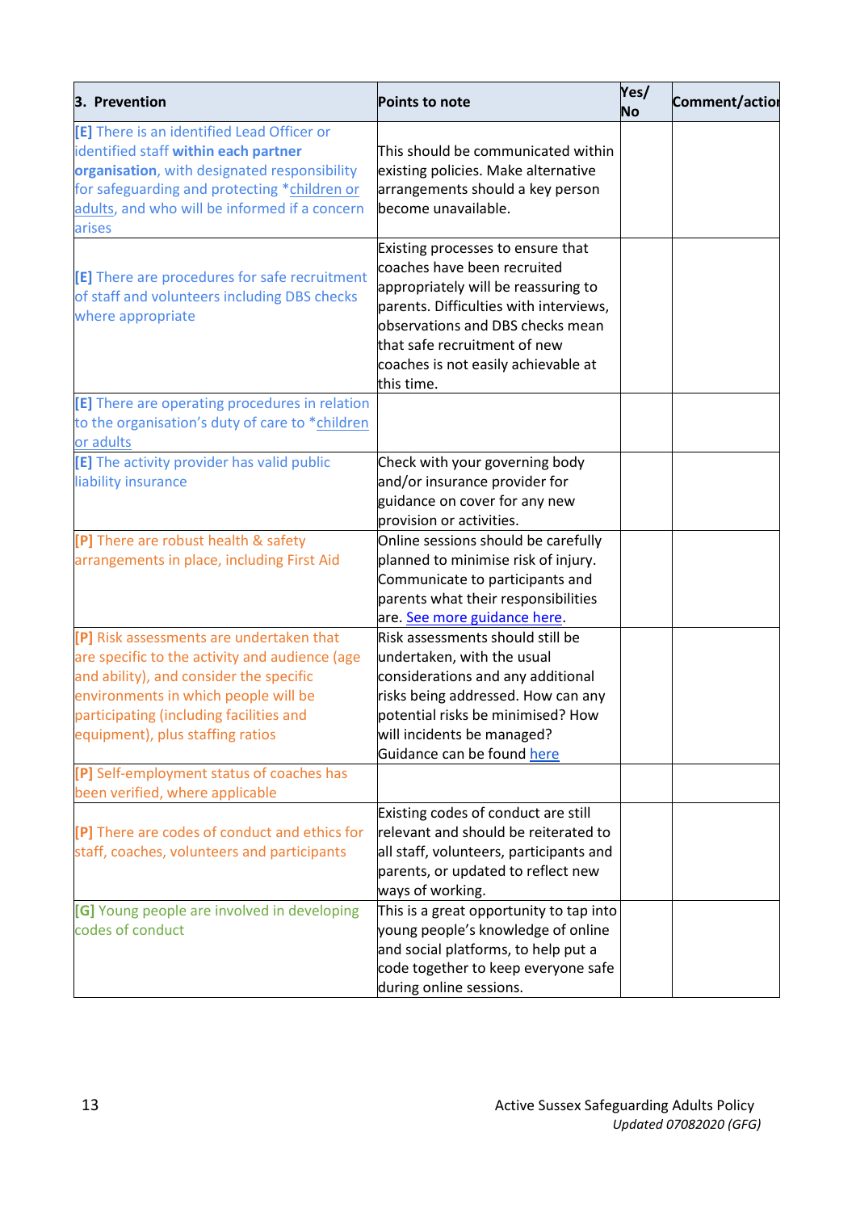| 3. Prevention | Points to note | Yes/ No | Comment/action |
|---|---|---|---|
| [E] There is an identified Lead Officer or identified staff **within each partner organisation**, with designated responsibility for safeguarding and protecting *children or adults, and who will be informed if a concern arises | This should be communicated within existing policies. Make alternative arrangements should a key person become unavailable. | | |
| [E] There are procedures for safe recruitment of staff and volunteers including DBS checks where appropriate | Existing processes to ensure that coaches have been recruited appropriately will be reassuring to parents. Difficulties with interviews, observations and DBS checks mean that safe recruitment of new coaches is not easily achievable at this time. | | |
| [E] There are operating procedures in relation to the organisation's duty of care to *children or adults | | | |
| [E] The activity provider has valid public liability insurance | Check with your governing body and/or insurance provider for guidance on cover for any new provision or activities. | | |
| [P] There are robust health & safety arrangements in place, including First Aid | Online sessions should be carefully planned to minimise risk of injury. Communicate to participants and parents what their responsibilities are. See more guidance here. | | |
| [P] Risk assessments are undertaken that are specific to the activity and audience (age and ability), and consider the specific environments in which people will be participating (including facilities and equipment), plus staffing ratios | Risk assessments should still be undertaken, with the usual considerations and any additional risks being addressed. How can any potential risks be minimised? How will incidents be managed? Guidance can be found here | | |
| [P] Self-employment status of coaches has been verified, where applicable | | | |
| [P] There are codes of conduct and ethics for staff, coaches, volunteers and participants | Existing codes of conduct are still relevant and should be reiterated to all staff, volunteers, participants and parents, or updated to reflect new ways of working. | | |
| [G] Young people are involved in developing codes of conduct | This is a great opportunity to tap into young people's knowledge of online and social platforms, to help put a code together to keep everyone safe during online sessions. | | |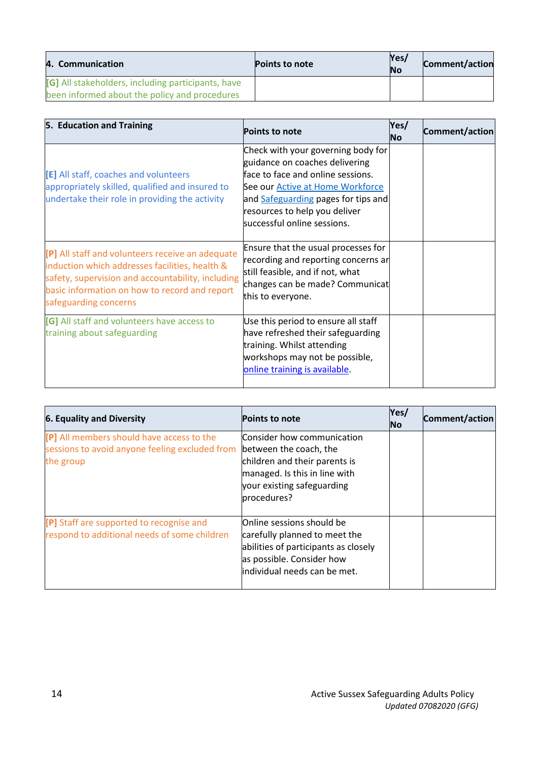| 4. Communication | Points to note | Yes/ No | Comment/action |
|---|---|---|---|
| [G] All stakeholders, including participants, have been informed about the policy and procedures | | | |

| 5. Education and Training | Points to note | Yes/ No | Comment/action |
|---|---|---|---|
| [E] All staff, coaches and volunteers appropriately skilled, qualified and insured to undertake their role in providing the activity | Check with your governing body for guidance on coaches delivering face to face and online sessions. See our Active at Home Workforce and Safeguarding pages for tips and resources to help you deliver successful online sessions. | | |
| [P] All staff and volunteers receive an adequate induction which addresses facilities, health & safety, supervision and accountability, including basic information on how to record and report safeguarding concerns | Ensure that the usual processes for recording and reporting concerns ar still feasible, and if not, what changes can be made? Communicat this to everyone. | | |
| [G] All staff and volunteers have access to training about safeguarding | Use this period to ensure all staff have refreshed their safeguarding training. Whilst attending workshops may not be possible, online training is available. | | |

| 6. Equality and Diversity | Points to note | Yes/ No | Comment/action |
|---|---|---|---|
| [P] All members should have access to the sessions to avoid anyone feeling excluded from the group | Consider how communication between the coach, the children and their parents is managed. Is this in line with your existing safeguarding procedures? | | |
| [P] Staff are supported to recognise and respond to additional needs of some children | Online sessions should be carefully planned to meet the abilities of participants as closely as possible. Consider how individual needs can be met. | | |

Active Sussex Safeguarding Adults Policy
*Updated 07082020 (GFG)*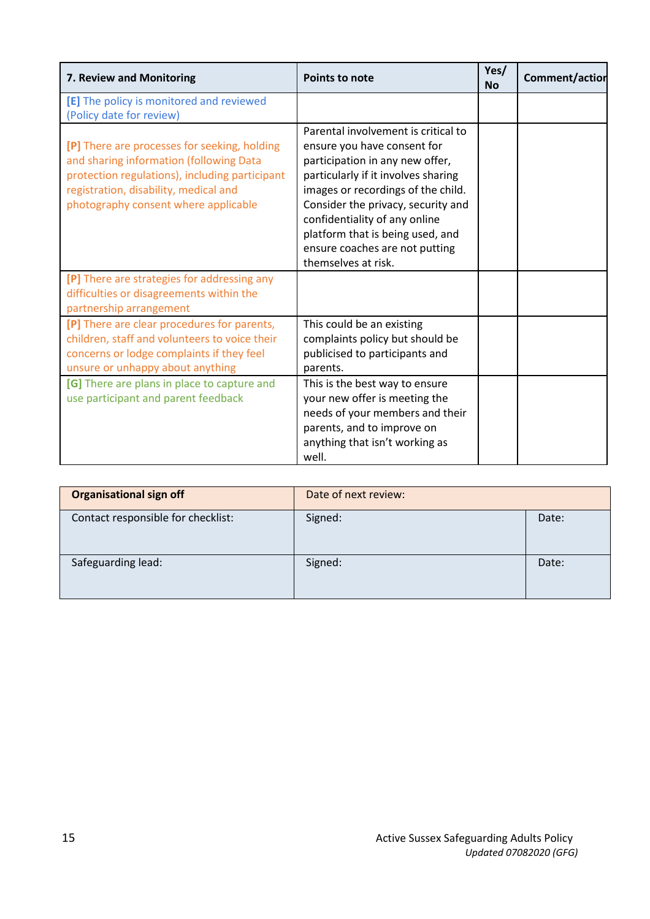| 7. Review and Monitoring | Points to note | Yes/ No | Comment/action |
|---|---|---|---|
| **[E]** The policy is monitored and reviewed (Policy date for review) | | | |
| **[P]** There are processes for seeking, holding and sharing information (following Data protection regulations), including participant registration, disability, medical and photography consent where applicable | Parental involvement is critical to ensure you have consent for participation in any new offer, particularly if it involves sharing images or recordings of the child. Consider the privacy, security and confidentiality of any online platform that is being used, and ensure coaches are not putting themselves at risk. | | |
| **[P]** There are strategies for addressing any difficulties or disagreements within the partnership arrangement | | | |
| **[P]** There are clear procedures for parents, children, staff and volunteers to voice their concerns or lodge complaints if they feel unsure or unhappy about anything | This could be an existing complaints policy but should be publicised to participants and parents. | | |
| **[G]** There are plans in place to capture and use participant and parent feedback | This is the best way to ensure your new offer is meeting the needs of your members and their parents, and to improve on anything that isn't working as well. | | |

| **Organisational sign off** | Date of next review: | |
|---|---|---|
| Contact responsible for checklist: | Signed: | Date: |
| Safeguarding lead: | Signed: | Date: |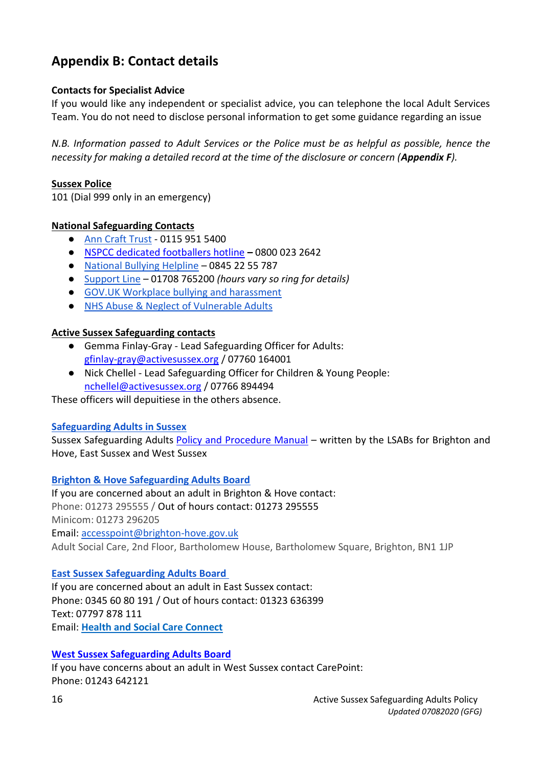## Appendix B: Contact details

**Contacts for Specialist Advice**

If you would like any independent or specialist advice, you can telephone the local Adult Services Team. You do not need to disclose personal information to get some guidance regarding an issue

*N.B. Information passed to Adult Services or the Police must be as helpful as possible, hence the necessity for making a detailed record at the time of the disclosure or concern (**Appendix F**).*

**Sussex Police**

101 (Dial 999 only in an emergency)

**National Safeguarding Contacts**

- Ann Craft Trust - 0115 951 5400
- NSPCC dedicated footballers hotline – 0800 023 2642
- National Bullying Helpline – 0845 22 55 787
- Support Line – 01708 765200 *(hours vary so ring for details)*
- GOV.UK Workplace bullying and harassment
- NHS Abuse & Neglect of Vulnerable Adults

**Active Sussex Safeguarding contacts**

- Gemma Finlay-Gray - Lead Safeguarding Officer for Adults: gfinlay-gray@activesussex.org / 07760 164001
- Nick Chellel - Lead Safeguarding Officer for Children & Young People: nchellel@activesussex.org / 07766 894494

These officers will depuitiese in the others absence.

**Safeguarding Adults in Sussex**

Sussex Safeguarding Adults Policy and Procedure Manual – written by the LSABs for Brighton and Hove, East Sussex and West Sussex

**Brighton & Hove Safeguarding Adults Board**

If you are concerned about an adult in Brighton & Hove contact:
Phone: 01273 295555 / Out of hours contact: 01273 295555
Minicom: 01273 296205
Email: accesspoint@brighton-hove.gov.uk
Adult Social Care, 2nd Floor, Bartholomew House, Bartholomew Square, Brighton, BN1 1JP

**East Sussex Safeguarding Adults Board**

If you are concerned about an adult in East Sussex contact:
Phone: 0345 60 80 191 / Out of hours contact: 01323 636399
Text: 07797 878 111
Email: **Health and Social Care Connect**

**West Sussex Safeguarding Adults Board**

If you have concerns about an adult in West Sussex contact CarePoint:
Phone: 01243 642121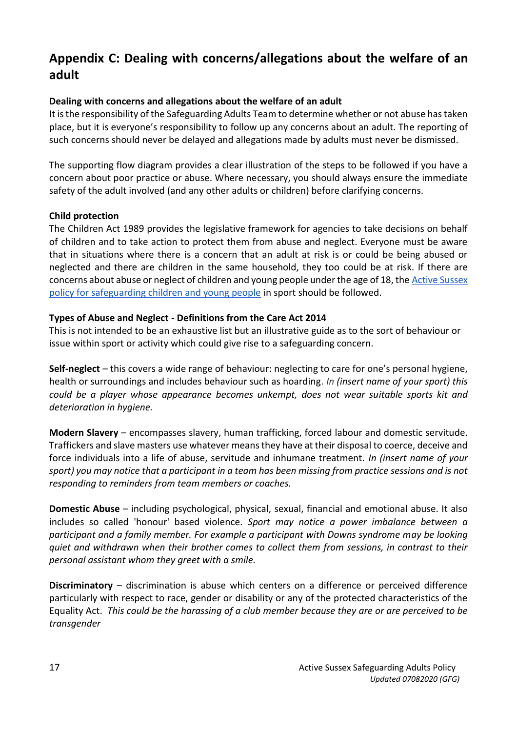## Appendix C: Dealing with concerns/allegations about the welfare of an adult

**Dealing with concerns and allegations about the welfare of an adult**

It is the responsibility of the Safeguarding Adults Team to determine whether or not abuse has taken place, but it is everyone's responsibility to follow up any concerns about an adult. The reporting of such concerns should never be delayed and allegations made by adults must never be dismissed.

The supporting flow diagram provides a clear illustration of the steps to be followed if you have a concern about poor practice or abuse. Where necessary, you should always ensure the immediate safety of the adult involved (and any other adults or children) before clarifying concerns.

**Child protection**

The Children Act 1989 provides the legislative framework for agencies to take decisions on behalf of children and to take action to protect them from abuse and neglect. Everyone must be aware that in situations where there is a concern that an adult at risk is or could be being abused or neglected and there are children in the same household, they too could be at risk. If there are concerns about abuse or neglect of children and young people under the age of 18, the Active Sussex policy for safeguarding children and young people in sport should be followed.

**Types of Abuse and Neglect - Definitions from the Care Act 2014**

This is not intended to be an exhaustive list but an illustrative guide as to the sort of behaviour or issue within sport or activity which could give rise to a safeguarding concern.

**Self-neglect** – this covers a wide range of behaviour: neglecting to care for one's personal hygiene, health or surroundings and includes behaviour such as hoarding. *In (insert name of your sport) this could be a player whose appearance becomes unkempt, does not wear suitable sports kit and deterioration in hygiene.*

**Modern Slavery** – encompasses slavery, human trafficking, forced labour and domestic servitude. Traffickers and slave masters use whatever means they have at their disposal to coerce, deceive and force individuals into a life of abuse, servitude and inhumane treatment. *In (insert name of your sport) you may notice that a participant in a team has been missing from practice sessions and is not responding to reminders from team members or coaches.*

**Domestic Abuse** – including psychological, physical, sexual, financial and emotional abuse. It also includes so called 'honour' based violence. *Sport may notice a power imbalance between a participant and a family member. For example a participant with Downs syndrome may be looking quiet and withdrawn when their brother comes to collect them from sessions, in contrast to their personal assistant whom they greet with a smile.*

**Discriminatory** – discrimination is abuse which centers on a difference or perceived difference particularly with respect to race, gender or disability or any of the protected characteristics of the Equality Act. *This could be the harassing of a club member because they are or are perceived to be transgender*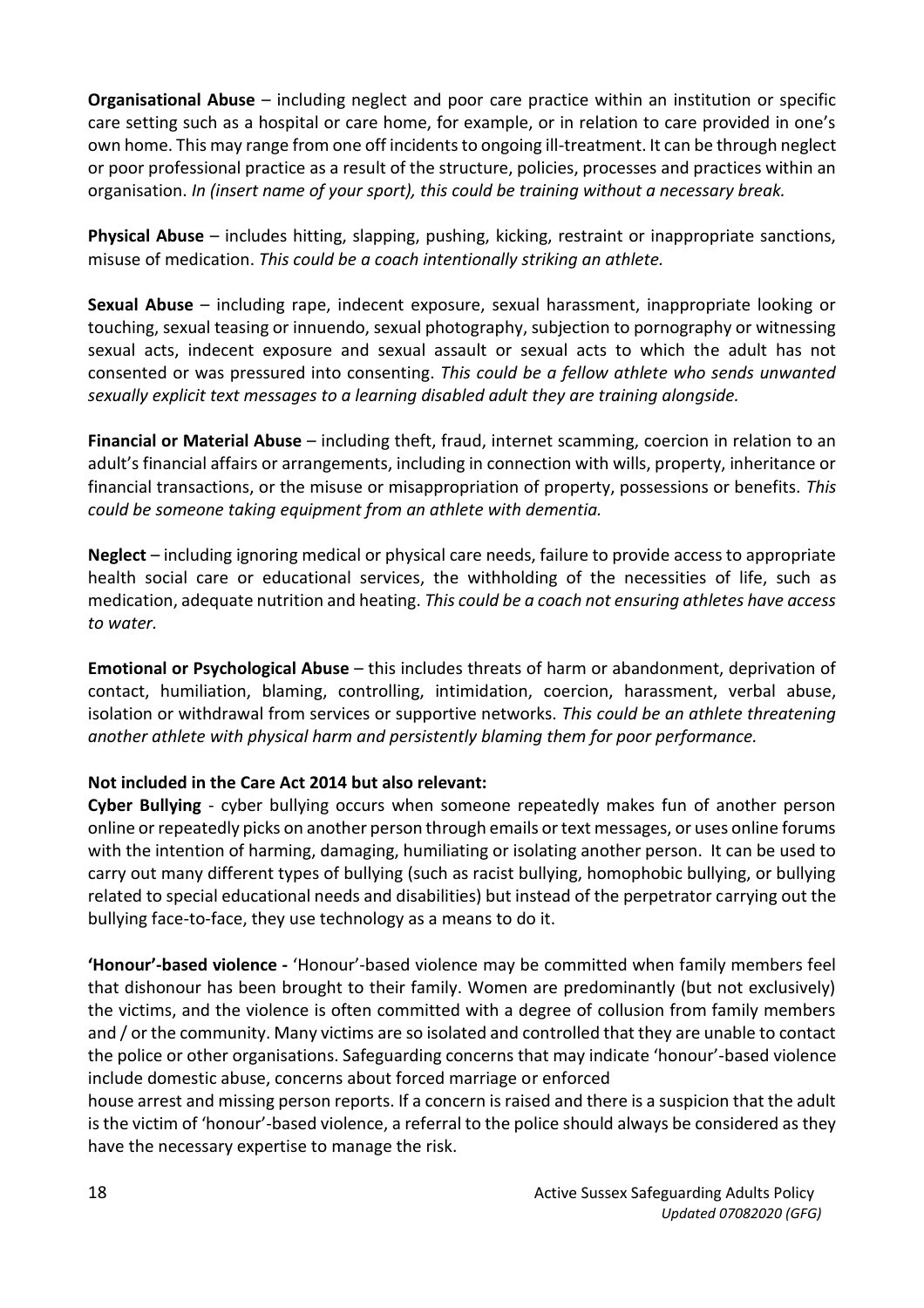**Organisational Abuse** – including neglect and poor care practice within an institution or specific care setting such as a hospital or care home, for example, or in relation to care provided in one's own home. This may range from one off incidents to ongoing ill-treatment. It can be through neglect or poor professional practice as a result of the structure, policies, processes and practices within an organisation. *In (insert name of your sport), this could be training without a necessary break.*

**Physical Abuse** – includes hitting, slapping, pushing, kicking, restraint or inappropriate sanctions, misuse of medication. *This could be a coach intentionally striking an athlete.*

**Sexual Abuse** – including rape, indecent exposure, sexual harassment, inappropriate looking or touching, sexual teasing or innuendo, sexual photography, subjection to pornography or witnessing sexual acts, indecent exposure and sexual assault or sexual acts to which the adult has not consented or was pressured into consenting. *This could be a fellow athlete who sends unwanted sexually explicit text messages to a learning disabled adult they are training alongside.*

**Financial or Material Abuse** – including theft, fraud, internet scamming, coercion in relation to an adult's financial affairs or arrangements, including in connection with wills, property, inheritance or financial transactions, or the misuse or misappropriation of property, possessions or benefits. *This could be someone taking equipment from an athlete with dementia.*

**Neglect** – including ignoring medical or physical care needs, failure to provide access to appropriate health social care or educational services, the withholding of the necessities of life, such as medication, adequate nutrition and heating. *This could be a coach not ensuring athletes have access to water.*

**Emotional or Psychological Abuse** – this includes threats of harm or abandonment, deprivation of contact, humiliation, blaming, controlling, intimidation, coercion, harassment, verbal abuse, isolation or withdrawal from services or supportive networks. *This could be an athlete threatening another athlete with physical harm and persistently blaming them for poor performance.*

**Not included in the Care Act 2014 but also relevant:**

**Cyber Bullying** - cyber bullying occurs when someone repeatedly makes fun of another person online or repeatedly picks on another person through emails or text messages, or uses online forums with the intention of harming, damaging, humiliating or isolating another person. It can be used to carry out many different types of bullying (such as racist bullying, homophobic bullying, or bullying related to special educational needs and disabilities) but instead of the perpetrator carrying out the bullying face-to-face, they use technology as a means to do it.

**'Honour'-based violence -** 'Honour'-based violence may be committed when family members feel that dishonour has been brought to their family. Women are predominantly (but not exclusively) the victims, and the violence is often committed with a degree of collusion from family members and / or the community. Many victims are so isolated and controlled that they are unable to contact the police or other organisations. Safeguarding concerns that may indicate 'honour'-based violence include domestic abuse, concerns about forced marriage or enforced house arrest and missing person reports. If a concern is raised and there is a suspicion that the adult is the victim of 'honour'-based violence, a referral to the police should always be considered as they have the necessary expertise to manage the risk.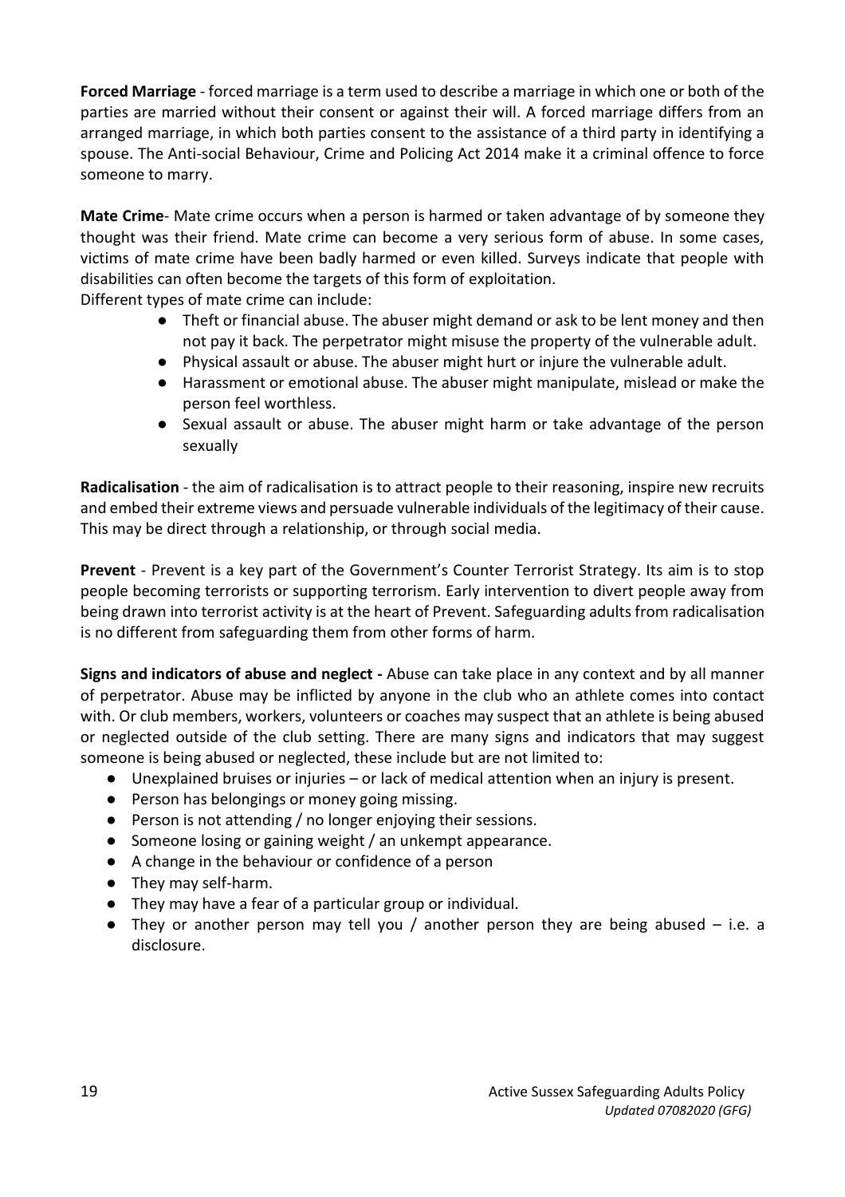**Forced Marriage** - forced marriage is a term used to describe a marriage in which one or both of the parties are married without their consent or against their will. A forced marriage differs from an arranged marriage, in which both parties consent to the assistance of a third party in identifying a spouse. The Anti-social Behaviour, Crime and Policing Act 2014 make it a criminal offence to force someone to marry.

**Mate Crime**- Mate crime occurs when a person is harmed or taken advantage of by someone they thought was their friend. Mate crime can become a very serious form of abuse. In some cases, victims of mate crime have been badly harmed or even killed. Surveys indicate that people with disabilities can often become the targets of this form of exploitation.
Different types of mate crime can include:

- Theft or financial abuse. The abuser might demand or ask to be lent money and then not pay it back. The perpetrator might misuse the property of the vulnerable adult.
- Physical assault or abuse. The abuser might hurt or injure the vulnerable adult.
- Harassment or emotional abuse. The abuser might manipulate, mislead or make the person feel worthless.
- Sexual assault or abuse. The abuser might harm or take advantage of the person sexually

**Radicalisation** - the aim of radicalisation is to attract people to their reasoning, inspire new recruits and embed their extreme views and persuade vulnerable individuals of the legitimacy of their cause. This may be direct through a relationship, or through social media.

**Prevent** - Prevent is a key part of the Government's Counter Terrorist Strategy. Its aim is to stop people becoming terrorists or supporting terrorism. Early intervention to divert people away from being drawn into terrorist activity is at the heart of Prevent. Safeguarding adults from radicalisation is no different from safeguarding them from other forms of harm.

**Signs and indicators of abuse and neglect -** Abuse can take place in any context and by all manner of perpetrator. Abuse may be inflicted by anyone in the club who an athlete comes into contact with. Or club members, workers, volunteers or coaches may suspect that an athlete is being abused or neglected outside of the club setting. There are many signs and indicators that may suggest someone is being abused or neglected, these include but are not limited to:

- Unexplained bruises or injuries – or lack of medical attention when an injury is present.
- Person has belongings or money going missing.
- Person is not attending / no longer enjoying their sessions.
- Someone losing or gaining weight / an unkempt appearance.
- A change in the behaviour or confidence of a person
- They may self-harm.
- They may have a fear of a particular group or individual.
- They or another person may tell you / another person they are being abused – i.e. a disclosure.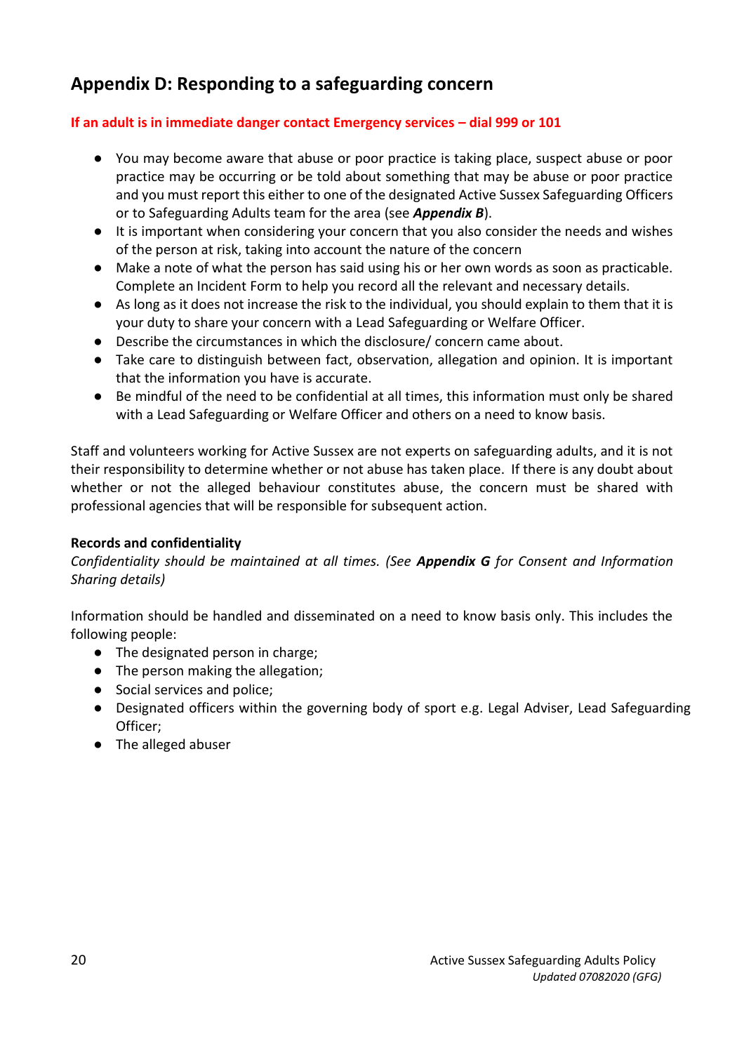## Appendix D: Responding to a safeguarding concern

**If an adult is in immediate danger contact Emergency services – dial 999 or 101**

- You may become aware that abuse or poor practice is taking place, suspect abuse or poor practice may be occurring or be told about something that may be abuse or poor practice and you must report this either to one of the designated Active Sussex Safeguarding Officers or to Safeguarding Adults team for the area (see ***Appendix B***).
- It is important when considering your concern that you also consider the needs and wishes of the person at risk, taking into account the nature of the concern
- Make a note of what the person has said using his or her own words as soon as practicable. Complete an Incident Form to help you record all the relevant and necessary details.
- As long as it does not increase the risk to the individual, you should explain to them that it is your duty to share your concern with a Lead Safeguarding or Welfare Officer.
- Describe the circumstances in which the disclosure/ concern came about.
- Take care to distinguish between fact, observation, allegation and opinion. It is important that the information you have is accurate.
- Be mindful of the need to be confidential at all times, this information must only be shared with a Lead Safeguarding or Welfare Officer and others on a need to know basis.

Staff and volunteers working for Active Sussex are not experts on safeguarding adults, and it is not their responsibility to determine whether or not abuse has taken place. If there is any doubt about whether or not the alleged behaviour constitutes abuse, the concern must be shared with professional agencies that will be responsible for subsequent action.

**Records and confidentiality**

*Confidentiality should be maintained at all times. (See **Appendix G** for Consent and Information Sharing details)*

Information should be handled and disseminated on a need to know basis only. This includes the following people:

- The designated person in charge;
- The person making the allegation;
- Social services and police;
- Designated officers within the governing body of sport e.g. Legal Adviser, Lead Safeguarding Officer;
- The alleged abuser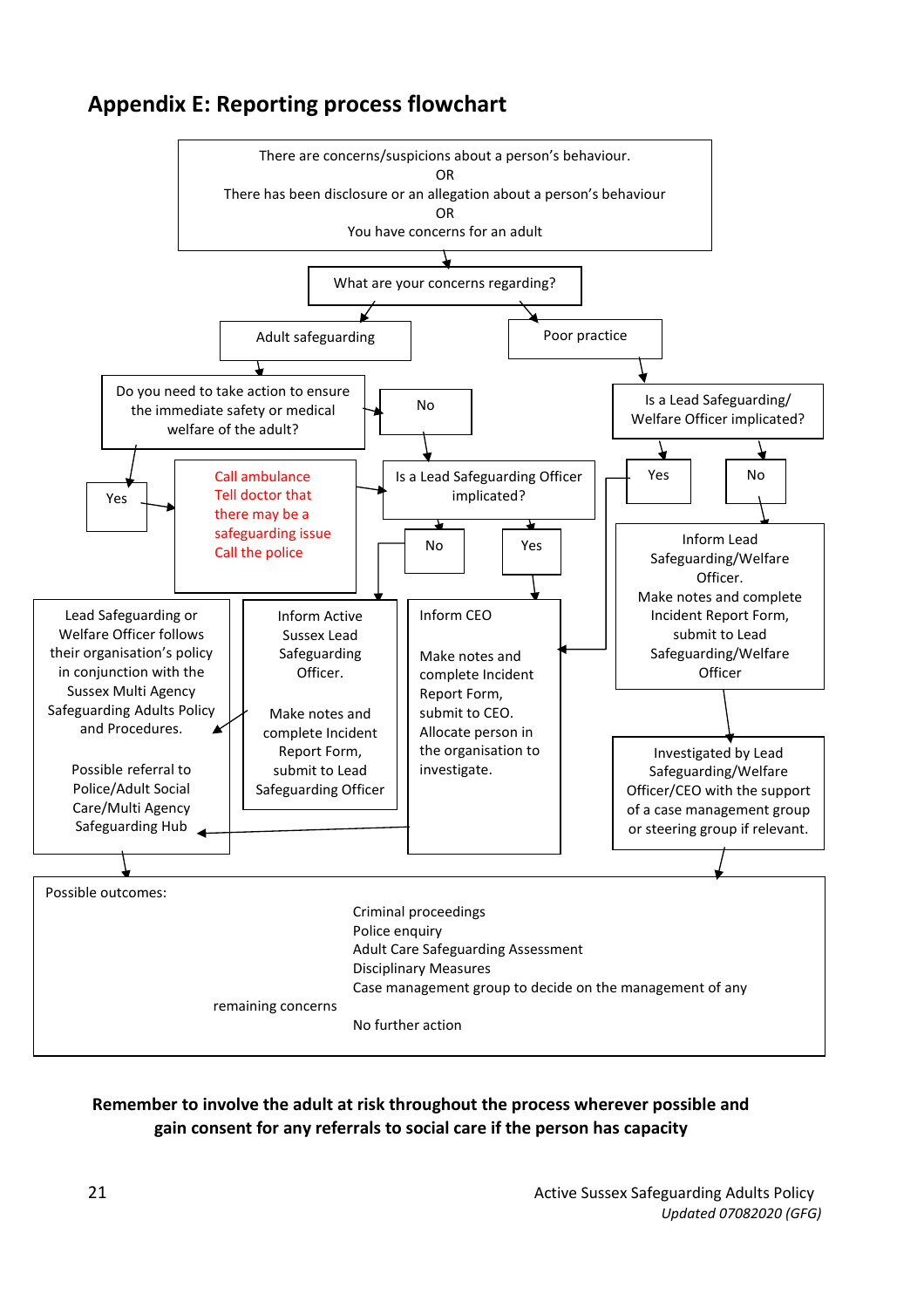## Appendix E: Reporting process flowchart

There are concerns/suspicions about a person's behaviour.
OR
There has been disclosure or an allegation about a person's behaviour
OR
You have concerns for an adult

What are your concerns regarding?

Adult safeguarding

Poor practice

Do you need to take action to ensure the immediate safety or medical welfare of the adult?

No

Is a Lead Safeguarding/ Welfare Officer implicated?

Yes

Call ambulance
Tell doctor that there may be a safeguarding issue
Call the police

Is a Lead Safeguarding Officer implicated?

Yes

No

No

Yes

Inform Lead Safeguarding/Welfare Officer.
Make notes and complete Incident Report Form, submit to Lead Safeguarding/Welfare Officer

Lead Safeguarding or Welfare Officer follows their organisation's policy in conjunction with the Sussex Multi Agency Safeguarding Adults Policy and Procedures.

Possible referral to Police/Adult Social Care/Multi Agency Safeguarding Hub

Inform Active Sussex Lead Safeguarding Officer.

Make notes and complete Incident Report Form, submit to Lead Safeguarding Officer

Inform CEO

Make notes and complete Incident Report Form, submit to CEO.
Allocate person in the organisation to investigate.

Investigated by Lead Safeguarding/Welfare Officer/CEO with the support of a case management group or steering group if relevant.

Possible outcomes:

Criminal proceedings
Police enquiry
Adult Care Safeguarding Assessment
Disciplinary Measures
Case management group to decide on the management of any remaining concerns
No further action

**Remember to involve the adult at risk throughout the process wherever possible and gain consent for any referrals to social care if the person has capacity**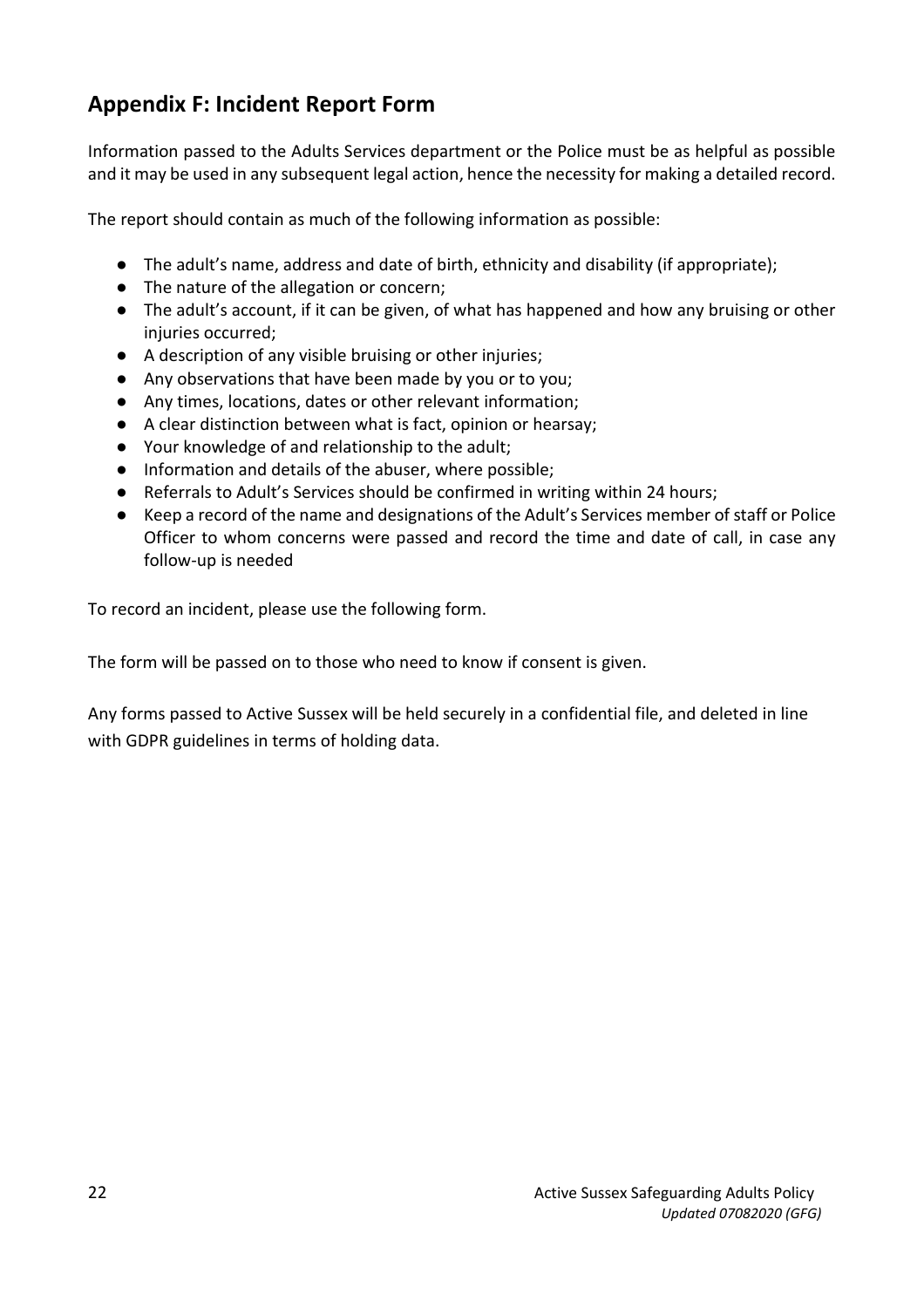## Appendix F: Incident Report Form

Information passed to the Adults Services department or the Police must be as helpful as possible and it may be used in any subsequent legal action, hence the necessity for making a detailed record.

The report should contain as much of the following information as possible:

- The adult's name, address and date of birth, ethnicity and disability (if appropriate);
- The nature of the allegation or concern;
- The adult's account, if it can be given, of what has happened and how any bruising or other injuries occurred;
- A description of any visible bruising or other injuries;
- Any observations that have been made by you or to you;
- Any times, locations, dates or other relevant information;
- A clear distinction between what is fact, opinion or hearsay;
- Your knowledge of and relationship to the adult;
- Information and details of the abuser, where possible;
- Referrals to Adult's Services should be confirmed in writing within 24 hours;
- Keep a record of the name and designations of the Adult's Services member of staff or Police Officer to whom concerns were passed and record the time and date of call, in case any follow-up is needed

To record an incident, please use the following form.

The form will be passed on to those who need to know if consent is given.

Any forms passed to Active Sussex will be held securely in a confidential file, and deleted in line with GDPR guidelines in terms of holding data.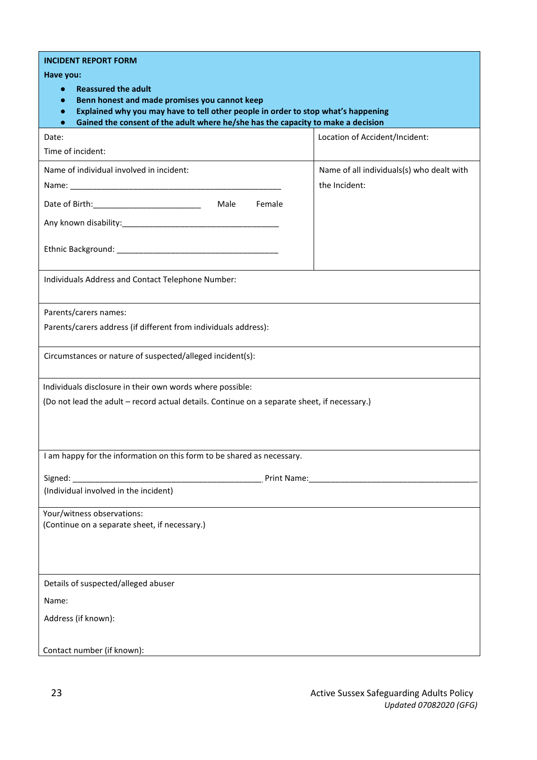| **INCIDENT REPORT FORM**<br>**Have you:**<br>● **Reassured the adult**<br>● **Benn honest and made promises you cannot keep**<br>● **Explained why you may have to tell other people in order to stop what's happening**<br>● **Gained the consent of the adult where he/she has the capacity to make a decision** | |
|---|---|
| Date:<br>Time of incident: | Location of Accident/Incident: |
| Name of individual involved in incident:<br>Name: ______________________________________________<br>Date of Birth:________________________ Male Female<br>Any known disability:___________________________________<br>Ethnic Background: _____________________________________ | Name of all individuals(s) who dealt with the Incident: |
| Individuals Address and Contact Telephone Number: | |
| Parents/carers names:<br>Parents/carers address (if different from individuals address): | |
| Circumstances or nature of suspected/alleged incident(s): | |
| Individuals disclosure in their own words where possible:<br>(Do not lead the adult – record actual details. Continue on a separate sheet, if necessary.) | |
| I am happy for the information on this form to be shared as necessary.<br>Signed: ____________________________________________ Print Name:______________________________________<br>(Individual involved in the incident) | |
| Your/witness observations:<br>(Continue on a separate sheet, if necessary.) | |
| Details of suspected/alleged abuser<br>Name:<br>Address (if known):<br>Contact number (if known): | |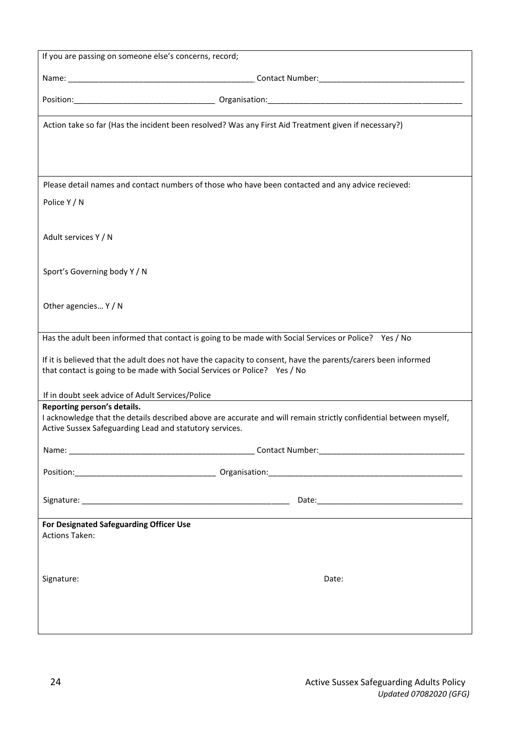If you are passing on someone else's concerns, record;

Name: ___________________________________________ Contact Number: __________________________________

Position: ________________________________ Organisation: _____________________________________________

Action take so far (Has the incident been resolved? Was any First Aid Treatment given if necessary?)

Please detail names and contact numbers of those who have been contacted and any advice recieved:

Police Y / N

Adult services Y / N

Sport's Governing body Y / N

Other agencies… Y / N

Has the adult been informed that contact is going to be made with Social Services or Police? Yes / No

If it is believed that the adult does not have the capacity to consent, have the parents/carers been informed that contact is going to be made with Social Services or Police? Yes / No

If in doubt seek advice of Adult Services/Police

**Reporting person's details.**

I acknowledge that the details described above are accurate and will remain strictly confidential between myself, Active Sussex Safeguarding Lead and statutory services.

Name: ___________________________________________ Contact Number: __________________________________

Position: ________________________________ Organisation: _____________________________________________

Signature: _________________________________________________ Date: __________________________________

**For Designated Safeguarding Officer Use**

Actions Taken:

Signature: Date: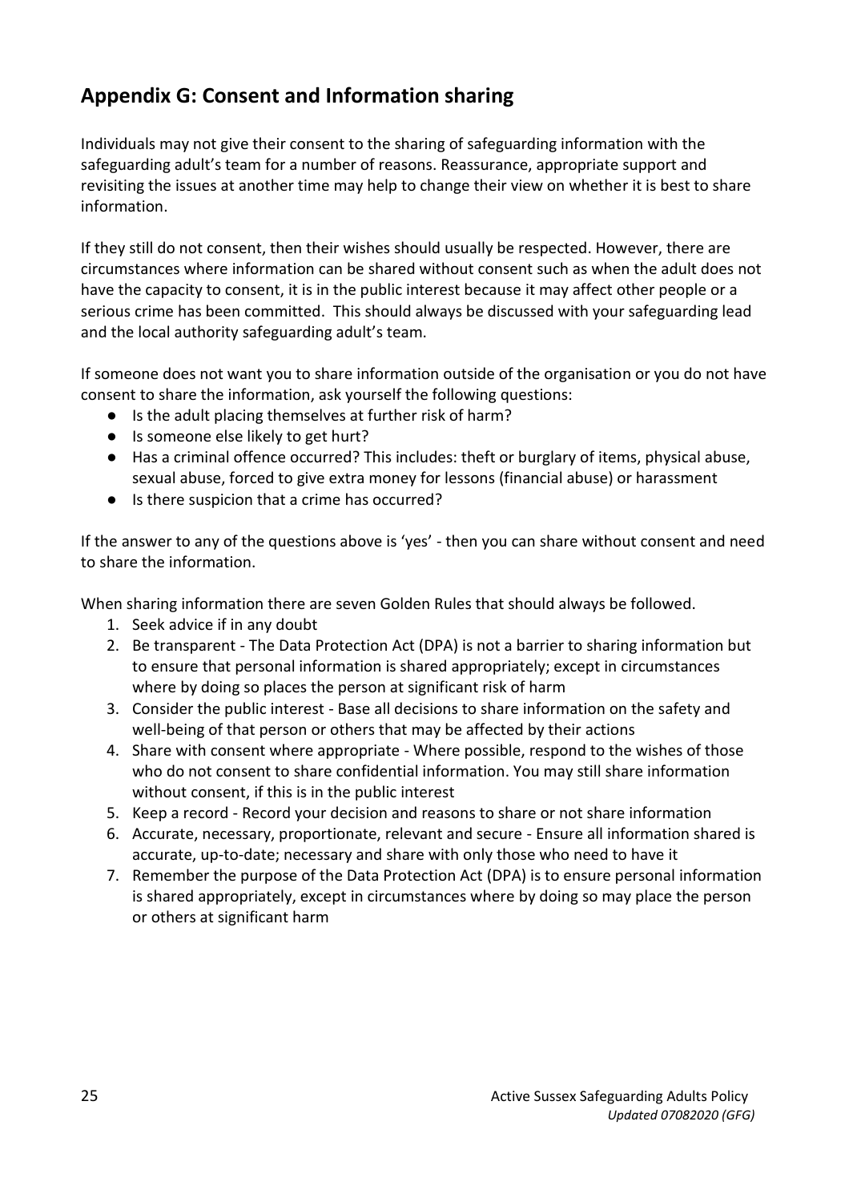## Appendix G: Consent and Information sharing

Individuals may not give their consent to the sharing of safeguarding information with the safeguarding adult's team for a number of reasons. Reassurance, appropriate support and revisiting the issues at another time may help to change their view on whether it is best to share information.

If they still do not consent, then their wishes should usually be respected. However, there are circumstances where information can be shared without consent such as when the adult does not have the capacity to consent, it is in the public interest because it may affect other people or a serious crime has been committed. This should always be discussed with your safeguarding lead and the local authority safeguarding adult's team.

If someone does not want you to share information outside of the organisation or you do not have consent to share the information, ask yourself the following questions:

- Is the adult placing themselves at further risk of harm?
- Is someone else likely to get hurt?
- Has a criminal offence occurred? This includes: theft or burglary of items, physical abuse, sexual abuse, forced to give extra money for lessons (financial abuse) or harassment
- Is there suspicion that a crime has occurred?

If the answer to any of the questions above is 'yes' - then you can share without consent and need to share the information.

When sharing information there are seven Golden Rules that should always be followed.

1. Seek advice if in any doubt
2. Be transparent - The Data Protection Act (DPA) is not a barrier to sharing information but to ensure that personal information is shared appropriately; except in circumstances where by doing so places the person at significant risk of harm
3. Consider the public interest - Base all decisions to share information on the safety and well-being of that person or others that may be affected by their actions
4. Share with consent where appropriate - Where possible, respond to the wishes of those who do not consent to share confidential information. You may still share information without consent, if this is in the public interest
5. Keep a record - Record your decision and reasons to share or not share information
6. Accurate, necessary, proportionate, relevant and secure - Ensure all information shared is accurate, up-to-date; necessary and share with only those who need to have it
7. Remember the purpose of the Data Protection Act (DPA) is to ensure personal information is shared appropriately, except in circumstances where by doing so may place the person or others at significant harm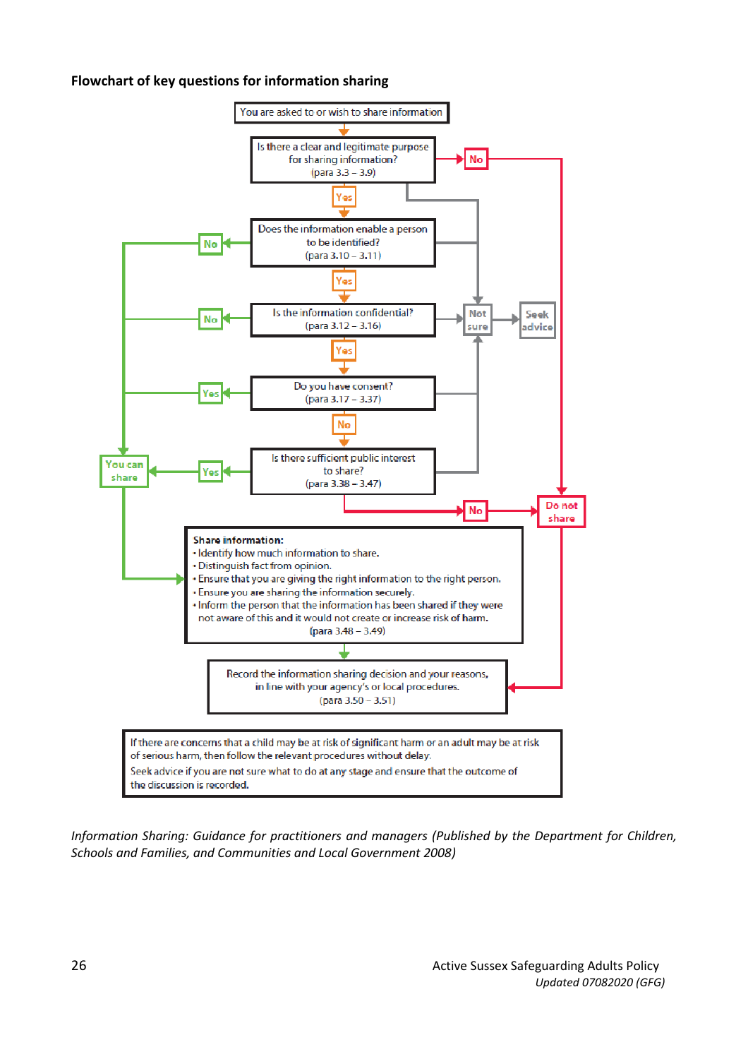### Flowchart of key questions for information sharing

You are asked to or wish to share information

Is there a clear and legitimate purpose for sharing information? (para 3.3 – 3.9)

- No → Do not share
- Not sure → Seek advice
- Yes ↓

Does the information enable a person to be identified? (para 3.10 – 3.11)

- No → You can share
- Not sure → Seek advice
- Yes ↓

Is the information confidential? (para 3.12 – 3.16)

- No → You can share
- Not sure → Seek advice
- Yes ↓

Do you have consent? (para 3.17 – 3.37)

- Yes → You can share
- Not sure → Seek advice
- No ↓

Is there sufficient public interest to share? (para 3.38 – 3.47)

- Yes → You can share
- Not sure → Seek advice
- No → Do not share

**Share information:**

- Identify how much information to share.
- Distinguish fact from opinion.
- Ensure that you are giving the right information to the right person.
- Ensure you are sharing the information securely.
- Inform the person that the information has been shared if they were not aware of this and it would not create or increase risk of harm.

(para 3.48 – 3.49)

Record the information sharing decision and your reasons, in line with your agency's or local procedures. (para 3.50 – 3.51)

If there are concerns that a child may be at risk of significant harm or an adult may be at risk of serious harm, then follow the relevant procedures without delay.

Seek advice if you are not sure what to do at any stage and ensure that the outcome of the discussion is recorded.

*Information Sharing: Guidance for practitioners and managers (Published by the Department for Children, Schools and Families, and Communities and Local Government 2008)*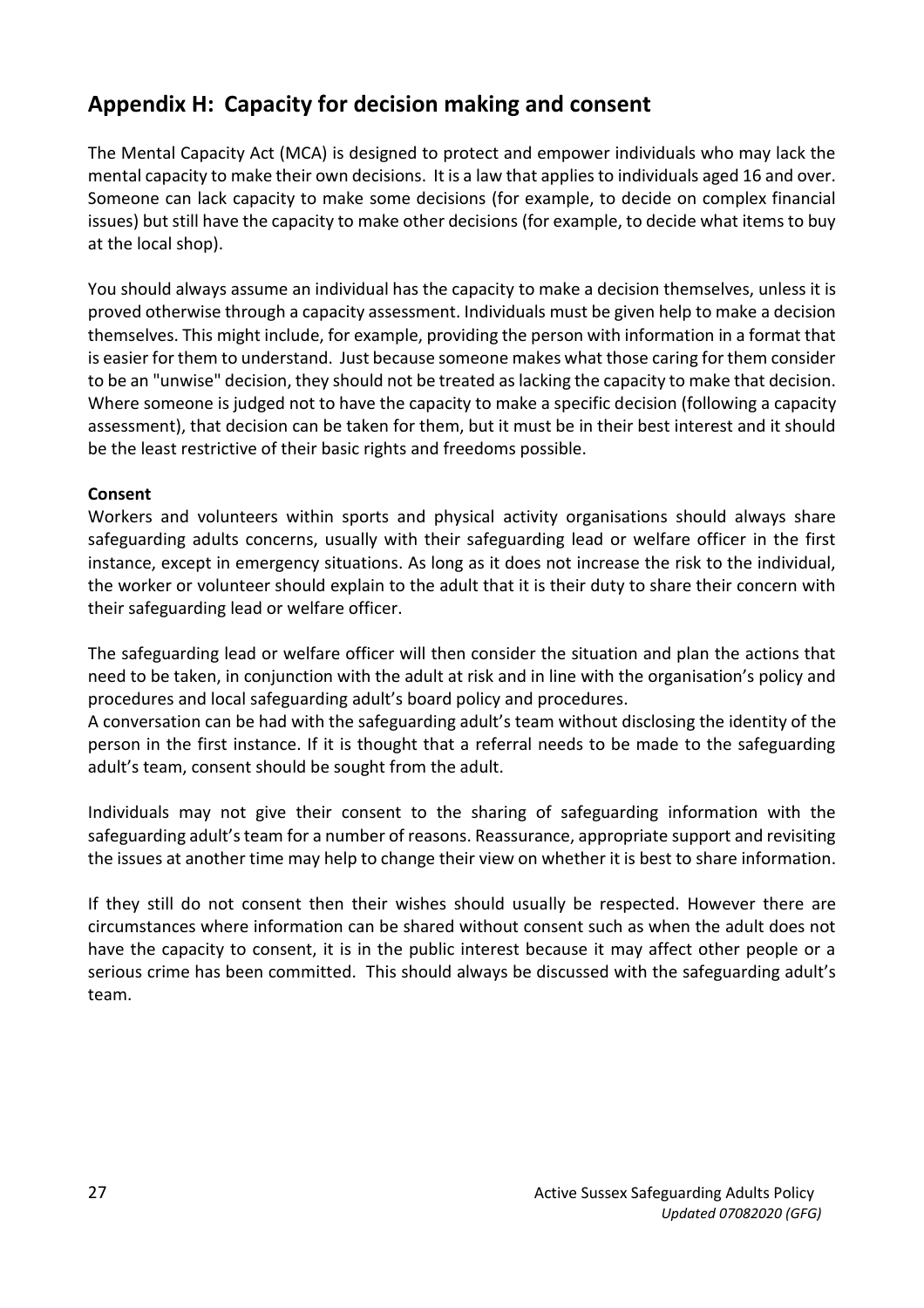## Appendix H: Capacity for decision making and consent

The Mental Capacity Act (MCA) is designed to protect and empower individuals who may lack the mental capacity to make their own decisions. It is a law that applies to individuals aged 16 and over. Someone can lack capacity to make some decisions (for example, to decide on complex financial issues) but still have the capacity to make other decisions (for example, to decide what items to buy at the local shop).

You should always assume an individual has the capacity to make a decision themselves, unless it is proved otherwise through a capacity assessment. Individuals must be given help to make a decision themselves. This might include, for example, providing the person with information in a format that is easier for them to understand. Just because someone makes what those caring for them consider to be an "unwise" decision, they should not be treated as lacking the capacity to make that decision. Where someone is judged not to have the capacity to make a specific decision (following a capacity assessment), that decision can be taken for them, but it must be in their best interest and it should be the least restrictive of their basic rights and freedoms possible.

**Consent**

Workers and volunteers within sports and physical activity organisations should always share safeguarding adults concerns, usually with their safeguarding lead or welfare officer in the first instance, except in emergency situations. As long as it does not increase the risk to the individual, the worker or volunteer should explain to the adult that it is their duty to share their concern with their safeguarding lead or welfare officer.

The safeguarding lead or welfare officer will then consider the situation and plan the actions that need to be taken, in conjunction with the adult at risk and in line with the organisation's policy and procedures and local safeguarding adult's board policy and procedures.

A conversation can be had with the safeguarding adult's team without disclosing the identity of the person in the first instance. If it is thought that a referral needs to be made to the safeguarding adult's team, consent should be sought from the adult.

Individuals may not give their consent to the sharing of safeguarding information with the safeguarding adult's team for a number of reasons. Reassurance, appropriate support and revisiting the issues at another time may help to change their view on whether it is best to share information.

If they still do not consent then their wishes should usually be respected. However there are circumstances where information can be shared without consent such as when the adult does not have the capacity to consent, it is in the public interest because it may affect other people or a serious crime has been committed. This should always be discussed with the safeguarding adult's team.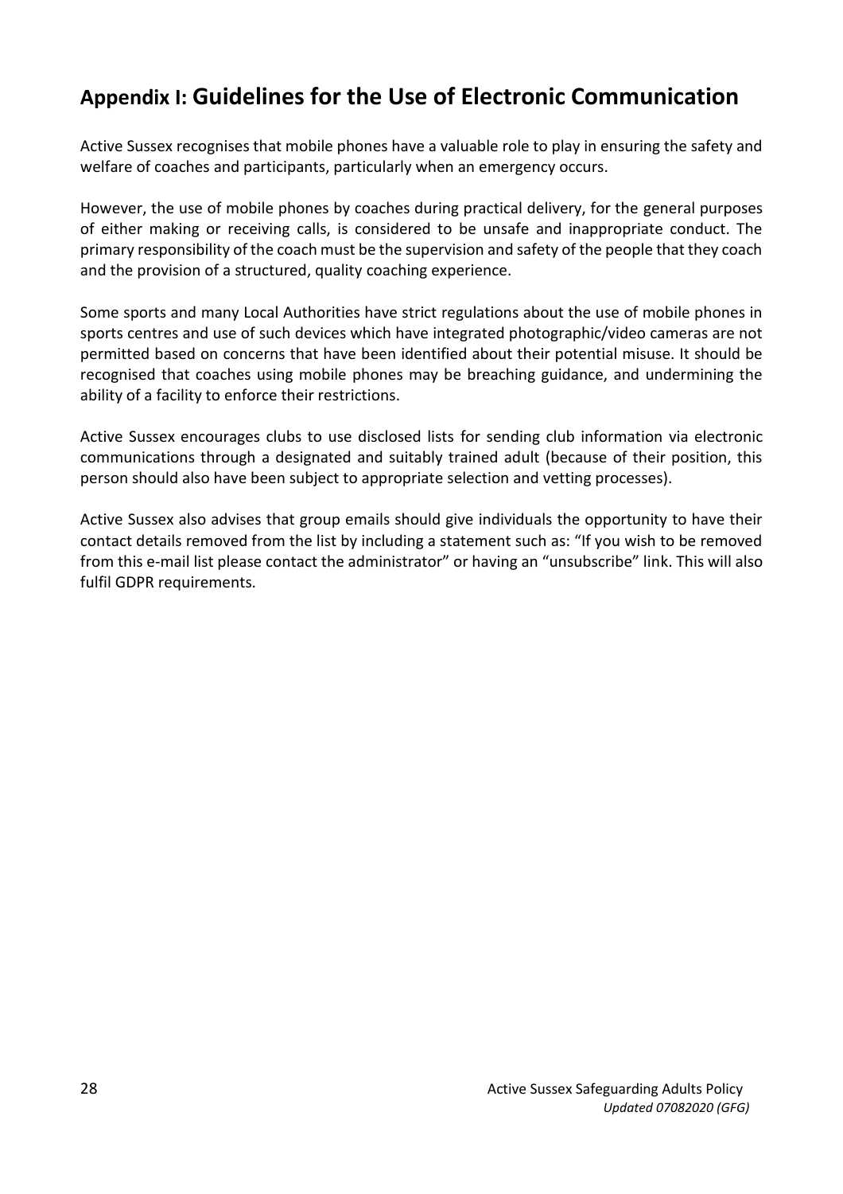## Appendix I: Guidelines for the Use of Electronic Communication

Active Sussex recognises that mobile phones have a valuable role to play in ensuring the safety and welfare of coaches and participants, particularly when an emergency occurs.

However, the use of mobile phones by coaches during practical delivery, for the general purposes of either making or receiving calls, is considered to be unsafe and inappropriate conduct. The primary responsibility of the coach must be the supervision and safety of the people that they coach and the provision of a structured, quality coaching experience.

Some sports and many Local Authorities have strict regulations about the use of mobile phones in sports centres and use of such devices which have integrated photographic/video cameras are not permitted based on concerns that have been identified about their potential misuse. It should be recognised that coaches using mobile phones may be breaching guidance, and undermining the ability of a facility to enforce their restrictions.

Active Sussex encourages clubs to use disclosed lists for sending club information via electronic communications through a designated and suitably trained adult (because of their position, this person should also have been subject to appropriate selection and vetting processes).

Active Sussex also advises that group emails should give individuals the opportunity to have their contact details removed from the list by including a statement such as: "If you wish to be removed from this e-mail list please contact the administrator" or having an "unsubscribe" link. This will also fulfil GDPR requirements.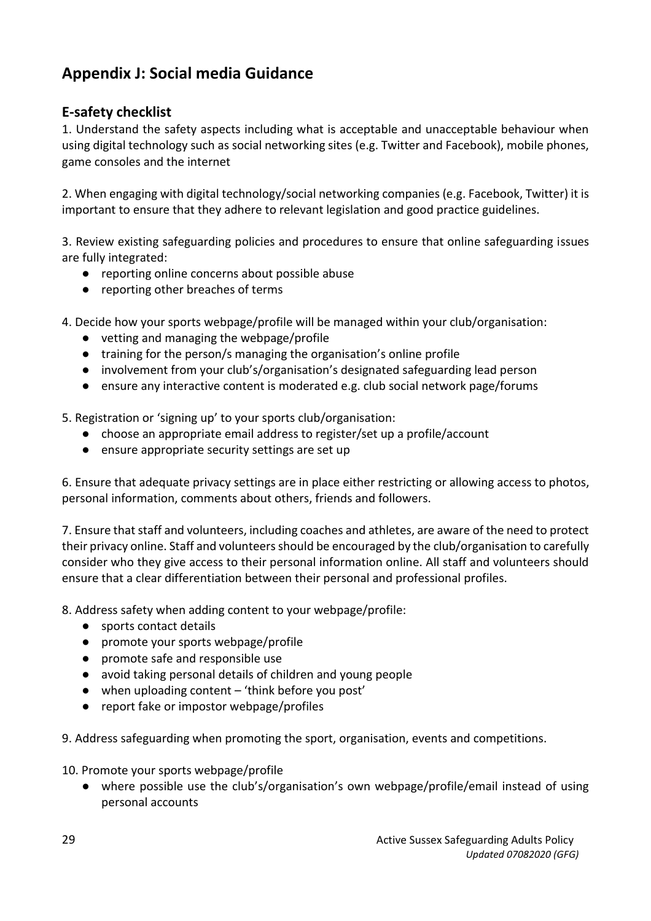## Appendix J: Social media Guidance

### E-safety checklist

1. Understand the safety aspects including what is acceptable and unacceptable behaviour when using digital technology such as social networking sites (e.g. Twitter and Facebook), mobile phones, game consoles and the internet

2. When engaging with digital technology/social networking companies (e.g. Facebook, Twitter) it is important to ensure that they adhere to relevant legislation and good practice guidelines.

3. Review existing safeguarding policies and procedures to ensure that online safeguarding issues are fully integrated:
   - reporting online concerns about possible abuse
   - reporting other breaches of terms

4. Decide how your sports webpage/profile will be managed within your club/organisation:
   - vetting and managing the webpage/profile
   - training for the person/s managing the organisation's online profile
   - involvement from your club's/organisation's designated safeguarding lead person
   - ensure any interactive content is moderated e.g. club social network page/forums

5. Registration or 'signing up' to your sports club/organisation:
   - choose an appropriate email address to register/set up a profile/account
   - ensure appropriate security settings are set up

6. Ensure that adequate privacy settings are in place either restricting or allowing access to photos, personal information, comments about others, friends and followers.

7. Ensure that staff and volunteers, including coaches and athletes, are aware of the need to protect their privacy online. Staff and volunteers should be encouraged by the club/organisation to carefully consider who they give access to their personal information online. All staff and volunteers should ensure that a clear differentiation between their personal and professional profiles.

8. Address safety when adding content to your webpage/profile:
   - sports contact details
   - promote your sports webpage/profile
   - promote safe and responsible use
   - avoid taking personal details of children and young people
   - when uploading content – 'think before you post'
   - report fake or impostor webpage/profiles

9. Address safeguarding when promoting the sport, organisation, events and competitions.

10. Promote your sports webpage/profile
    - where possible use the club's/organisation's own webpage/profile/email instead of using personal accounts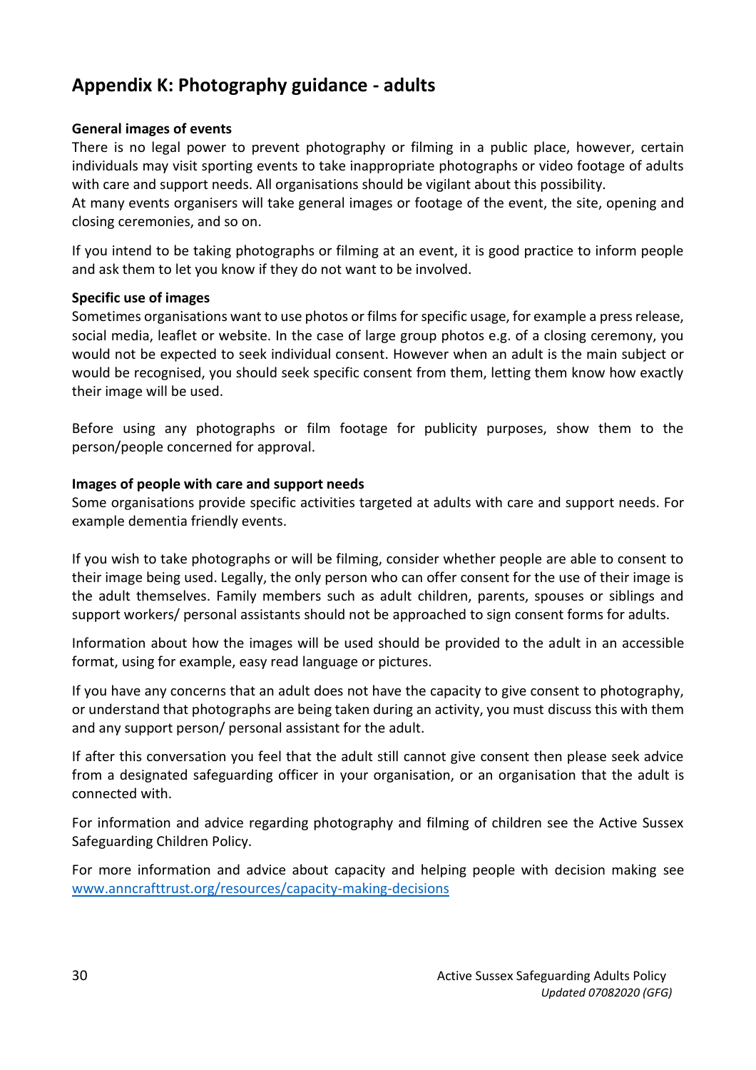## Appendix K: Photography guidance - adults

**General images of events**

There is no legal power to prevent photography or filming in a public place, however, certain individuals may visit sporting events to take inappropriate photographs or video footage of adults with care and support needs. All organisations should be vigilant about this possibility.

At many events organisers will take general images or footage of the event, the site, opening and closing ceremonies, and so on.

If you intend to be taking photographs or filming at an event, it is good practice to inform people and ask them to let you know if they do not want to be involved.

**Specific use of images**

Sometimes organisations want to use photos or films for specific usage, for example a press release, social media, leaflet or website. In the case of large group photos e.g. of a closing ceremony, you would not be expected to seek individual consent. However when an adult is the main subject or would be recognised, you should seek specific consent from them, letting them know how exactly their image will be used.

Before using any photographs or film footage for publicity purposes, show them to the person/people concerned for approval.

**Images of people with care and support needs**

Some organisations provide specific activities targeted at adults with care and support needs. For example dementia friendly events.

If you wish to take photographs or will be filming, consider whether people are able to consent to their image being used. Legally, the only person who can offer consent for the use of their image is the adult themselves. Family members such as adult children, parents, spouses or siblings and support workers/ personal assistants should not be approached to sign consent forms for adults.

Information about how the images will be used should be provided to the adult in an accessible format, using for example, easy read language or pictures.

If you have any concerns that an adult does not have the capacity to give consent to photography, or understand that photographs are being taken during an activity, you must discuss this with them and any support person/ personal assistant for the adult.

If after this conversation you feel that the adult still cannot give consent then please seek advice from a designated safeguarding officer in your organisation, or an organisation that the adult is connected with.

For information and advice regarding photography and filming of children see the Active Sussex Safeguarding Children Policy.

For more information and advice about capacity and helping people with decision making see [www.anncrafttrust.org/resources/capacity-making-decisions](www.anncrafttrust.org/resources/capacity-making-decisions)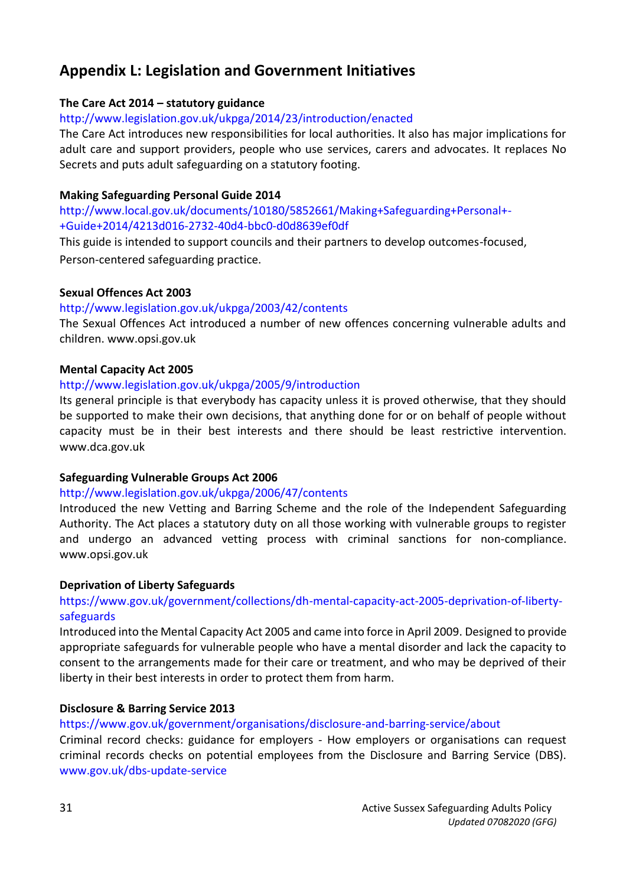## Appendix L: Legislation and Government Initiatives

**The Care Act 2014 – statutory guidance**

http://www.legislation.gov.uk/ukpga/2014/23/introduction/enacted

The Care Act introduces new responsibilities for local authorities. It also has major implications for adult care and support providers, people who use services, carers and advocates. It replaces No Secrets and puts adult safeguarding on a statutory footing.

**Making Safeguarding Personal Guide 2014**

http://www.local.gov.uk/documents/10180/5852661/Making+Safeguarding+Personal+-+Guide+2014/4213d016-2732-40d4-bbc0-d0d8639ef0df

This guide is intended to support councils and their partners to develop outcomes-focused, Person-centered safeguarding practice.

**Sexual Offences Act 2003**

http://www.legislation.gov.uk/ukpga/2003/42/contents

The Sexual Offences Act introduced a number of new offences concerning vulnerable adults and children. www.opsi.gov.uk

**Mental Capacity Act 2005**

http://www.legislation.gov.uk/ukpga/2005/9/introduction

Its general principle is that everybody has capacity unless it is proved otherwise, that they should be supported to make their own decisions, that anything done for or on behalf of people without capacity must be in their best interests and there should be least restrictive intervention. www.dca.gov.uk

**Safeguarding Vulnerable Groups Act 2006**

http://www.legislation.gov.uk/ukpga/2006/47/contents

Introduced the new Vetting and Barring Scheme and the role of the Independent Safeguarding Authority. The Act places a statutory duty on all those working with vulnerable groups to register and undergo an advanced vetting process with criminal sanctions for non-compliance. www.opsi.gov.uk

**Deprivation of Liberty Safeguards**

https://www.gov.uk/government/collections/dh-mental-capacity-act-2005-deprivation-of-liberty-safeguards

Introduced into the Mental Capacity Act 2005 and came into force in April 2009. Designed to provide appropriate safeguards for vulnerable people who have a mental disorder and lack the capacity to consent to the arrangements made for their care or treatment, and who may be deprived of their liberty in their best interests in order to protect them from harm.

**Disclosure & Barring Service 2013**

https://www.gov.uk/government/organisations/disclosure-and-barring-service/about

Criminal record checks: guidance for employers - How employers or organisations can request criminal records checks on potential employees from the Disclosure and Barring Service (DBS). www.gov.uk/dbs-update-service